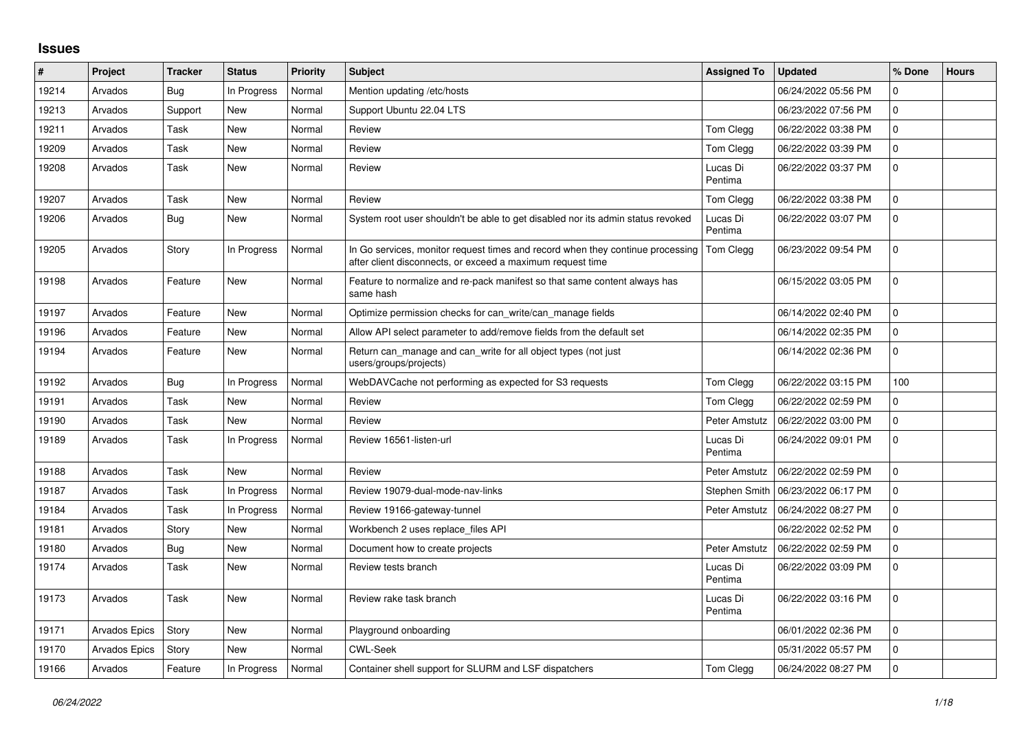## Issues

| # | Project | Tracker | Status | Priority | Subject | Assigned To | Updated | % Done | Hours |
|---|---|---|---|---|---|---|---|---|---|
| 19214 | Arvados | Bug | In Progress | Normal | Mention updating /etc/hosts | | 06/24/2022 05:56 PM | 0 | |
| 19213 | Arvados | Support | New | Normal | Support Ubuntu 22.04 LTS | | 06/23/2022 07:56 PM | 0 | |
| 19211 | Arvados | Task | New | Normal | Review | Tom Clegg | 06/22/2022 03:38 PM | 0 | |
| 19209 | Arvados | Task | New | Normal | Review | Tom Clegg | 06/22/2022 03:39 PM | 0 | |
| 19208 | Arvados | Task | New | Normal | Review | Lucas Di Pentima | 06/22/2022 03:37 PM | 0 | |
| 19207 | Arvados | Task | New | Normal | Review | Tom Clegg | 06/22/2022 03:38 PM | 0 | |
| 19206 | Arvados | Bug | New | Normal | System root user shouldn't be able to get disabled nor its admin status revoked | Lucas Di Pentima | 06/22/2022 03:07 PM | 0 | |
| 19205 | Arvados | Story | In Progress | Normal | In Go services, monitor request times and record when they continue processing after client disconnects, or exceed a maximum request time | Tom Clegg | 06/23/2022 09:54 PM | 0 | |
| 19198 | Arvados | Feature | New | Normal | Feature to normalize and re-pack manifest so that same content always has same hash | | 06/15/2022 03:05 PM | 0 | |
| 19197 | Arvados | Feature | New | Normal | Optimize permission checks for can_write/can_manage fields | | 06/14/2022 02:40 PM | 0 | |
| 19196 | Arvados | Feature | New | Normal | Allow API select parameter to add/remove fields from the default set | | 06/14/2022 02:35 PM | 0 | |
| 19194 | Arvados | Feature | New | Normal | Return can_manage and can_write for all object types (not just users/groups/projects) | | 06/14/2022 02:36 PM | 0 | |
| 19192 | Arvados | Bug | In Progress | Normal | WebDAVCache not performing as expected for S3 requests | Tom Clegg | 06/22/2022 03:15 PM | 100 | |
| 19191 | Arvados | Task | New | Normal | Review | Tom Clegg | 06/22/2022 02:59 PM | 0 | |
| 19190 | Arvados | Task | New | Normal | Review | Peter Amstutz | 06/22/2022 03:00 PM | 0 | |
| 19189 | Arvados | Task | In Progress | Normal | Review 16561-listen-url | Lucas Di Pentima | 06/24/2022 09:01 PM | 0 | |
| 19188 | Arvados | Task | New | Normal | Review | Peter Amstutz | 06/22/2022 02:59 PM | 0 | |
| 19187 | Arvados | Task | In Progress | Normal | Review 19079-dual-mode-nav-links | Stephen Smith | 06/23/2022 06:17 PM | 0 | |
| 19184 | Arvados | Task | In Progress | Normal | Review 19166-gateway-tunnel | Peter Amstutz | 06/24/2022 08:27 PM | 0 | |
| 19181 | Arvados | Story | New | Normal | Workbench 2 uses replace_files API | | 06/22/2022 02:52 PM | 0 | |
| 19180 | Arvados | Bug | New | Normal | Document how to create projects | Peter Amstutz | 06/22/2022 02:59 PM | 0 | |
| 19174 | Arvados | Task | New | Normal | Review tests branch | Lucas Di Pentima | 06/22/2022 03:09 PM | 0 | |
| 19173 | Arvados | Task | New | Normal | Review rake task branch | Lucas Di Pentima | 06/22/2022 03:16 PM | 0 | |
| 19171 | Arvados Epics | Story | New | Normal | Playground onboarding | | 06/01/2022 02:36 PM | 0 | |
| 19170 | Arvados Epics | Story | New | Normal | CWL-Seek | | 05/31/2022 05:57 PM | 0 | |
| 19166 | Arvados | Feature | In Progress | Normal | Container shell support for SLURM and LSF dispatchers | Tom Clegg | 06/24/2022 08:27 PM | 0 | |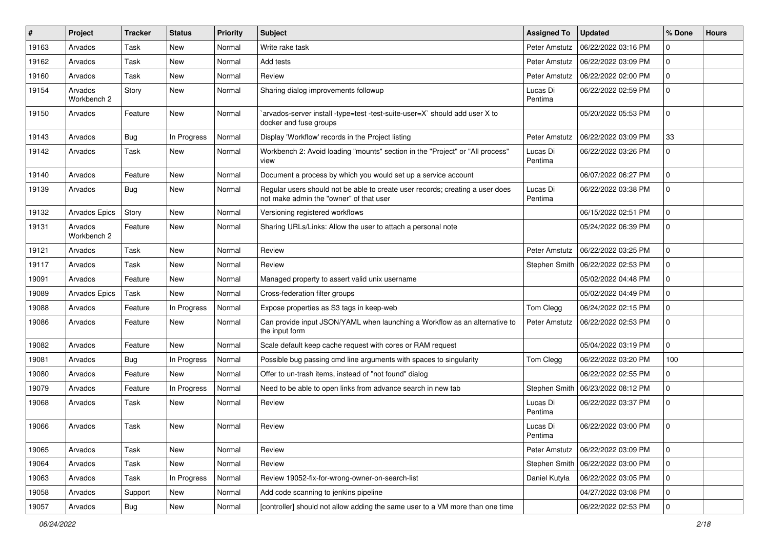| # | Project | Tracker | Status | Priority | Subject | Assigned To | Updated | % Done | Hours |
|---|---|---|---|---|---|---|---|---|---|
| 19163 | Arvados | Task | New | Normal | Write rake task | Peter Amstutz | 06/22/2022 03:16 PM | 0 | |
| 19162 | Arvados | Task | New | Normal | Add tests | Peter Amstutz | 06/22/2022 03:09 PM | 0 | |
| 19160 | Arvados | Task | New | Normal | Review | Peter Amstutz | 06/22/2022 02:00 PM | 0 | |
| 19154 | Arvados Workbench 2 | Story | New | Normal | Sharing dialog improvements followup | Lucas Di Pentima | 06/22/2022 02:59 PM | 0 | |
| 19150 | Arvados | Feature | New | Normal | `arvados-server install -type=test -test-suite-user=X` should add user X to docker and fuse groups | | 05/20/2022 05:53 PM | 0 | |
| 19143 | Arvados | Bug | In Progress | Normal | Display 'Workflow' records in the Project listing | Peter Amstutz | 06/22/2022 03:09 PM | 33 | |
| 19142 | Arvados | Task | New | Normal | Workbench 2: Avoid loading "mounts" section in the "Project" or "All process" view | Lucas Di Pentima | 06/22/2022 03:26 PM | 0 | |
| 19140 | Arvados | Feature | New | Normal | Document a process by which you would set up a service account | | 06/07/2022 06:27 PM | 0 | |
| 19139 | Arvados | Bug | New | Normal | Regular users should not be able to create user records; creating a user does not make admin the "owner" of that user | Lucas Di Pentima | 06/22/2022 03:38 PM | 0 | |
| 19132 | Arvados Epics | Story | New | Normal | Versioning registered workflows | | 06/15/2022 02:51 PM | 0 | |
| 19131 | Arvados Workbench 2 | Feature | New | Normal | Sharing URLs/Links: Allow the user to attach a personal note | | 05/24/2022 06:39 PM | 0 | |
| 19121 | Arvados | Task | New | Normal | Review | Peter Amstutz | 06/22/2022 03:25 PM | 0 | |
| 19117 | Arvados | Task | New | Normal | Review | Stephen Smith | 06/22/2022 02:53 PM | 0 | |
| 19091 | Arvados | Feature | New | Normal | Managed property to assert valid unix username | | 05/02/2022 04:48 PM | 0 | |
| 19089 | Arvados Epics | Task | New | Normal | Cross-federation filter groups | | 05/02/2022 04:49 PM | 0 | |
| 19088 | Arvados | Feature | In Progress | Normal | Expose properties as S3 tags in keep-web | Tom Clegg | 06/24/2022 02:15 PM | 0 | |
| 19086 | Arvados | Feature | New | Normal | Can provide input JSON/YAML when launching a Workflow as an alternative to the input form | Peter Amstutz | 06/22/2022 02:53 PM | 0 | |
| 19082 | Arvados | Feature | New | Normal | Scale default keep cache request with cores or RAM request | | 05/04/2022 03:19 PM | 0 | |
| 19081 | Arvados | Bug | In Progress | Normal | Possible bug passing cmd line arguments with spaces to singularity | Tom Clegg | 06/22/2022 03:20 PM | 100 | |
| 19080 | Arvados | Feature | New | Normal | Offer to un-trash items, instead of "not found" dialog | | 06/22/2022 02:55 PM | 0 | |
| 19079 | Arvados | Feature | In Progress | Normal | Need to be able to open links from advance search in new tab | Stephen Smith | 06/23/2022 08:12 PM | 0 | |
| 19068 | Arvados | Task | New | Normal | Review | Lucas Di Pentima | 06/22/2022 03:37 PM | 0 | |
| 19066 | Arvados | Task | New | Normal | Review | Lucas Di Pentima | 06/22/2022 03:00 PM | 0 | |
| 19065 | Arvados | Task | New | Normal | Review | Peter Amstutz | 06/22/2022 03:09 PM | 0 | |
| 19064 | Arvados | Task | New | Normal | Review | Stephen Smith | 06/22/2022 03:00 PM | 0 | |
| 19063 | Arvados | Task | In Progress | Normal | Review 19052-fix-for-wrong-owner-on-search-list | Daniel Kutyła | 06/22/2022 03:05 PM | 0 | |
| 19058 | Arvados | Support | New | Normal | Add code scanning to jenkins pipeline | | 04/27/2022 03:08 PM | 0 | |
| 19057 | Arvados | Bug | New | Normal | [controller] should not allow adding the same user to a VM more than one time | | 06/22/2022 02:53 PM | 0 | |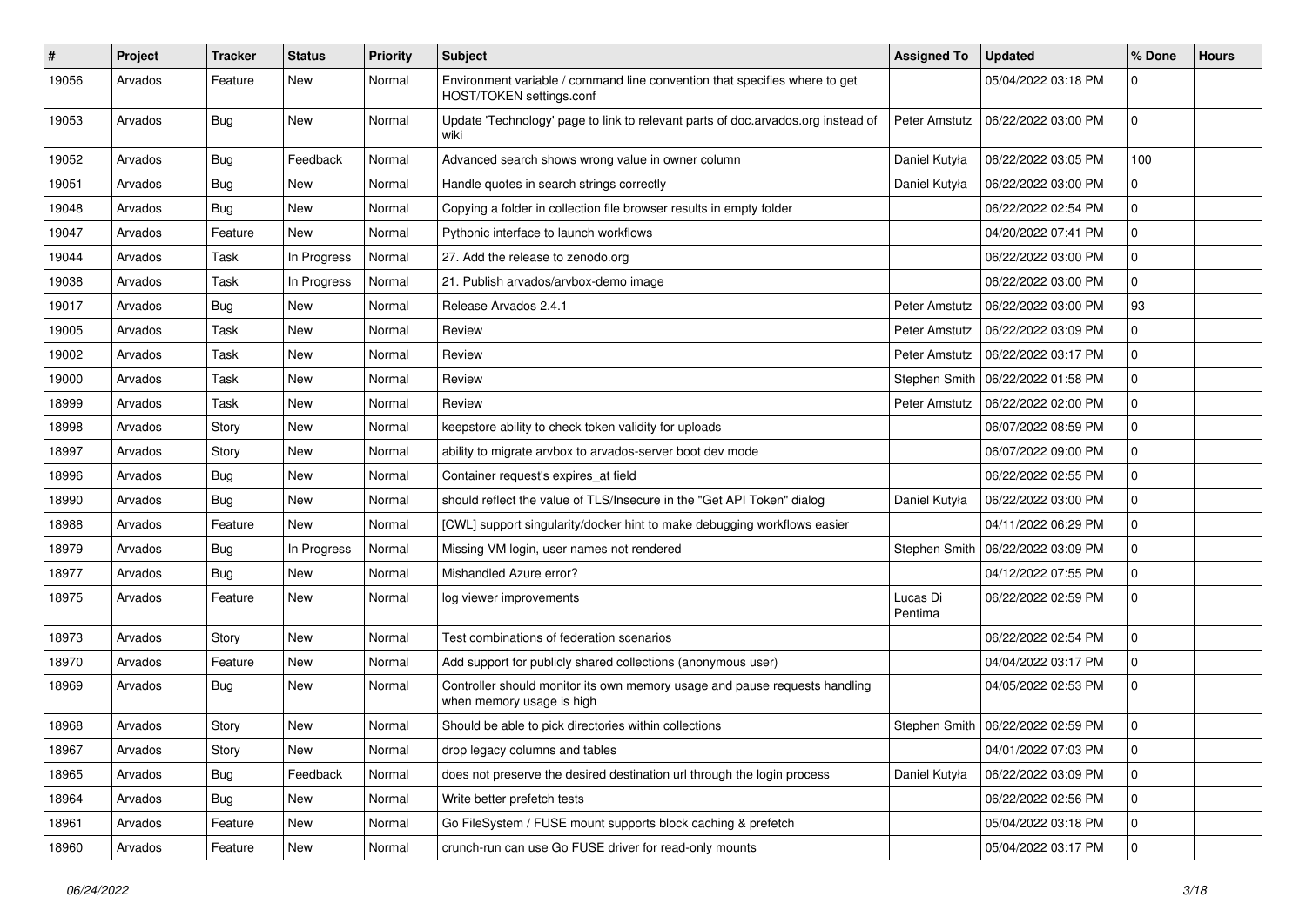| # | Project | Tracker | Status | Priority | Subject | Assigned To | Updated | % Done | Hours |
|---|---|---|---|---|---|---|---|---|---|
| 19056 | Arvados | Feature | New | Normal | Environment variable / command line convention that specifies where to get HOST/TOKEN settings.conf | | 05/04/2022 03:18 PM | 0 | |
| 19053 | Arvados | Bug | New | Normal | Update 'Technology' page to link to relevant parts of doc.arvados.org instead of wiki | Peter Amstutz | 06/22/2022 03:00 PM | 0 | |
| 19052 | Arvados | Bug | Feedback | Normal | Advanced search shows wrong value in owner column | Daniel Kutyła | 06/22/2022 03:05 PM | 100 | |
| 19051 | Arvados | Bug | New | Normal | Handle quotes in search strings correctly | Daniel Kutyła | 06/22/2022 03:00 PM | 0 | |
| 19048 | Arvados | Bug | New | Normal | Copying a folder in collection file browser results in empty folder | | 06/22/2022 02:54 PM | 0 | |
| 19047 | Arvados | Feature | New | Normal | Pythonic interface to launch workflows | | 04/20/2022 07:41 PM | 0 | |
| 19044 | Arvados | Task | In Progress | Normal | 27. Add the release to zenodo.org | | 06/22/2022 03:00 PM | 0 | |
| 19038 | Arvados | Task | In Progress | Normal | 21. Publish arvados/arvbox-demo image | | 06/22/2022 03:00 PM | 0 | |
| 19017 | Arvados | Bug | New | Normal | Release Arvados 2.4.1 | Peter Amstutz | 06/22/2022 03:00 PM | 93 | |
| 19005 | Arvados | Task | New | Normal | Review | Peter Amstutz | 06/22/2022 03:09 PM | 0 | |
| 19002 | Arvados | Task | New | Normal | Review | Peter Amstutz | 06/22/2022 03:17 PM | 0 | |
| 19000 | Arvados | Task | New | Normal | Review | Stephen Smith | 06/22/2022 01:58 PM | 0 | |
| 18999 | Arvados | Task | New | Normal | Review | Peter Amstutz | 06/22/2022 02:00 PM | 0 | |
| 18998 | Arvados | Story | New | Normal | keepstore ability to check token validity for uploads | | 06/07/2022 08:59 PM | 0 | |
| 18997 | Arvados | Story | New | Normal | ability to migrate arvbox to arvados-server boot dev mode | | 06/07/2022 09:00 PM | 0 | |
| 18996 | Arvados | Bug | New | Normal | Container request's expires_at field | | 06/22/2022 02:55 PM | 0 | |
| 18990 | Arvados | Bug | New | Normal | should reflect the value of TLS/Insecure in the "Get API Token" dialog | Daniel Kutyła | 06/22/2022 03:00 PM | 0 | |
| 18988 | Arvados | Feature | New | Normal | [CWL] support singularity/docker hint to make debugging workflows easier | | 04/11/2022 06:29 PM | 0 | |
| 18979 | Arvados | Bug | In Progress | Normal | Missing VM login, user names not rendered | Stephen Smith | 06/22/2022 03:09 PM | 0 | |
| 18977 | Arvados | Bug | New | Normal | Mishandled Azure error? | | 04/12/2022 07:55 PM | 0 | |
| 18975 | Arvados | Feature | New | Normal | log viewer improvements | Lucas Di Pentima | 06/22/2022 02:59 PM | 0 | |
| 18973 | Arvados | Story | New | Normal | Test combinations of federation scenarios | | 06/22/2022 02:54 PM | 0 | |
| 18970 | Arvados | Feature | New | Normal | Add support for publicly shared collections (anonymous user) | | 04/04/2022 03:17 PM | 0 | |
| 18969 | Arvados | Bug | New | Normal | Controller should monitor its own memory usage and pause requests handling when memory usage is high | | 04/05/2022 02:53 PM | 0 | |
| 18968 | Arvados | Story | New | Normal | Should be able to pick directories within collections | Stephen Smith | 06/22/2022 02:59 PM | 0 | |
| 18967 | Arvados | Story | New | Normal | drop legacy columns and tables | | 04/01/2022 07:03 PM | 0 | |
| 18965 | Arvados | Bug | Feedback | Normal | does not preserve the desired destination url through the login process | Daniel Kutyła | 06/22/2022 03:09 PM | 0 | |
| 18964 | Arvados | Bug | New | Normal | Write better prefetch tests | | 06/22/2022 02:56 PM | 0 | |
| 18961 | Arvados | Feature | New | Normal | Go FileSystem / FUSE mount supports block caching & prefetch | | 05/04/2022 03:18 PM | 0 | |
| 18960 | Arvados | Feature | New | Normal | crunch-run can use Go FUSE driver for read-only mounts | | 05/04/2022 03:17 PM | 0 | |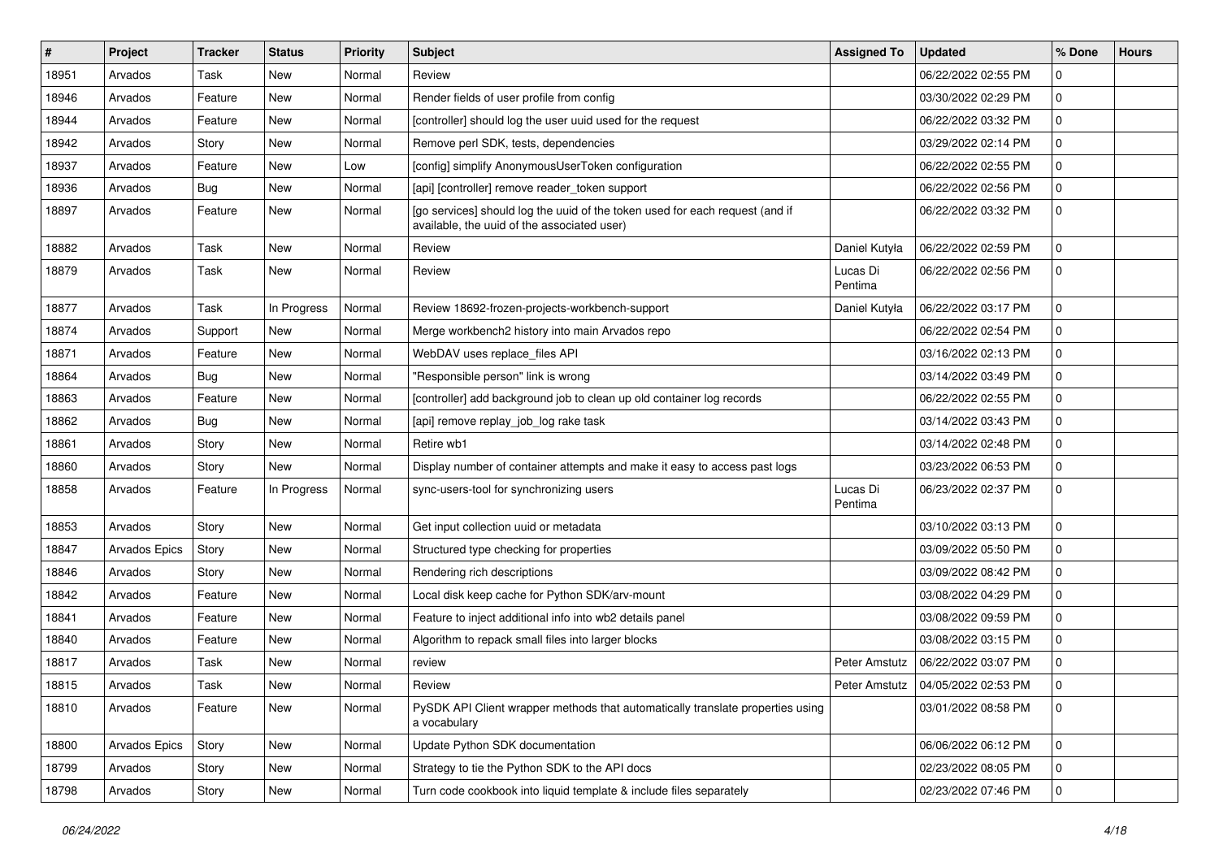| # | Project | Tracker | Status | Priority | Subject | Assigned To | Updated | % Done | Hours |
|---|---|---|---|---|---|---|---|---|---|
| 18951 | Arvados | Task | New | Normal | Review | | 06/22/2022 02:55 PM | 0 | |
| 18946 | Arvados | Feature | New | Normal | Render fields of user profile from config | | 03/30/2022 02:29 PM | 0 | |
| 18944 | Arvados | Feature | New | Normal | [controller] should log the user uuid used for the request | | 06/22/2022 03:32 PM | 0 | |
| 18942 | Arvados | Story | New | Normal | Remove perl SDK, tests, dependencies | | 03/29/2022 02:14 PM | 0 | |
| 18937 | Arvados | Feature | New | Low | [config] simplify AnonymousUserToken configuration | | 06/22/2022 02:55 PM | 0 | |
| 18936 | Arvados | Bug | New | Normal | [api] [controller] remove reader_token support | | 06/22/2022 02:56 PM | 0 | |
| 18897 | Arvados | Feature | New | Normal | [go services] should log the uuid of the token used for each request (and if available, the uuid of the associated user) | | 06/22/2022 03:32 PM | 0 | |
| 18882 | Arvados | Task | New | Normal | Review | Daniel Kutyła | 06/22/2022 02:59 PM | 0 | |
| 18879 | Arvados | Task | New | Normal | Review | Lucas Di Pentima | 06/22/2022 02:56 PM | 0 | |
| 18877 | Arvados | Task | In Progress | Normal | Review 18692-frozen-projects-workbench-support | Daniel Kutyła | 06/22/2022 03:17 PM | 0 | |
| 18874 | Arvados | Support | New | Normal | Merge workbench2 history into main Arvados repo | | 06/22/2022 02:54 PM | 0 | |
| 18871 | Arvados | Feature | New | Normal | WebDAV uses replace_files API | | 03/16/2022 02:13 PM | 0 | |
| 18864 | Arvados | Bug | New | Normal | "Responsible person" link is wrong | | 03/14/2022 03:49 PM | 0 | |
| 18863 | Arvados | Feature | New | Normal | [controller] add background job to clean up old container log records | | 06/22/2022 02:55 PM | 0 | |
| 18862 | Arvados | Bug | New | Normal | [api] remove replay_job_log rake task | | 03/14/2022 03:43 PM | 0 | |
| 18861 | Arvados | Story | New | Normal | Retire wb1 | | 03/14/2022 02:48 PM | 0 | |
| 18860 | Arvados | Story | New | Normal | Display number of container attempts and make it easy to access past logs | | 03/23/2022 06:53 PM | 0 | |
| 18858 | Arvados | Feature | In Progress | Normal | sync-users-tool for synchronizing users | Lucas Di Pentima | 06/23/2022 02:37 PM | 0 | |
| 18853 | Arvados | Story | New | Normal | Get input collection uuid or metadata | | 03/10/2022 03:13 PM | 0 | |
| 18847 | Arvados Epics | Story | New | Normal | Structured type checking for properties | | 03/09/2022 05:50 PM | 0 | |
| 18846 | Arvados | Story | New | Normal | Rendering rich descriptions | | 03/09/2022 08:42 PM | 0 | |
| 18842 | Arvados | Feature | New | Normal | Local disk keep cache for Python SDK/arv-mount | | 03/08/2022 04:29 PM | 0 | |
| 18841 | Arvados | Feature | New | Normal | Feature to inject additional info into wb2 details panel | | 03/08/2022 09:59 PM | 0 | |
| 18840 | Arvados | Feature | New | Normal | Algorithm to repack small files into larger blocks | | 03/08/2022 03:15 PM | 0 | |
| 18817 | Arvados | Task | New | Normal | review | Peter Amstutz | 06/22/2022 03:07 PM | 0 | |
| 18815 | Arvados | Task | New | Normal | Review | Peter Amstutz | 04/05/2022 02:53 PM | 0 | |
| 18810 | Arvados | Feature | New | Normal | PySDK API Client wrapper methods that automatically translate properties using a vocabulary | | 03/01/2022 08:58 PM | 0 | |
| 18800 | Arvados Epics | Story | New | Normal | Update Python SDK documentation | | 06/06/2022 06:12 PM | 0 | |
| 18799 | Arvados | Story | New | Normal | Strategy to tie the Python SDK to the API docs | | 02/23/2022 08:05 PM | 0 | |
| 18798 | Arvados | Story | New | Normal | Turn code cookbook into liquid template & include files separately | | 02/23/2022 07:46 PM | 0 | |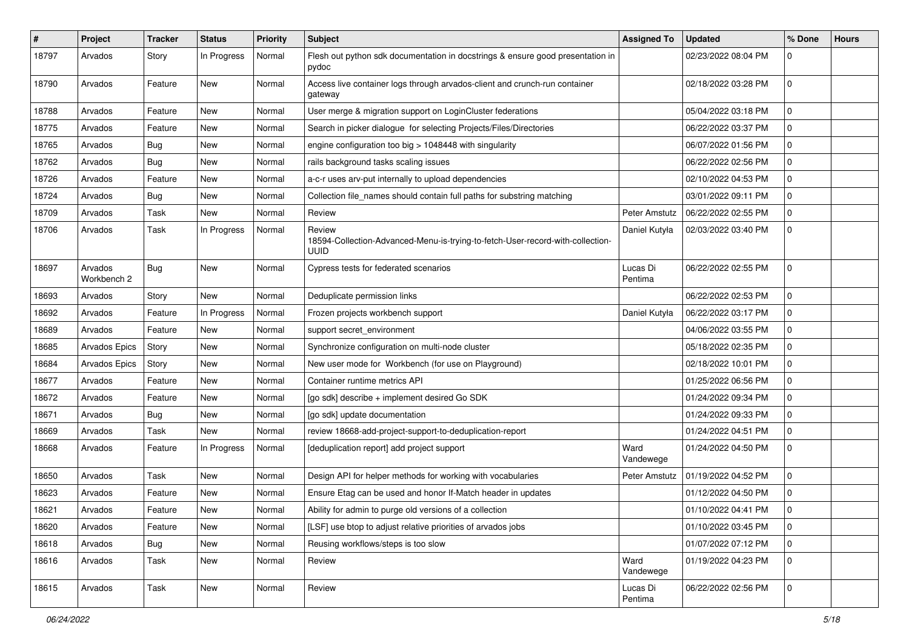| # | Project | Tracker | Status | Priority | Subject | Assigned To | Updated | % Done | Hours |
|---|---|---|---|---|---|---|---|---|---|
| 18797 | Arvados | Story | In Progress | Normal | Flesh out python sdk documentation in docstrings & ensure good presentation in pydoc | | 02/23/2022 08:04 PM | 0 | |
| 18790 | Arvados | Feature | New | Normal | Access live container logs through arvados-client and crunch-run container gateway | | 02/18/2022 03:28 PM | 0 | |
| 18788 | Arvados | Feature | New | Normal | User merge & migration support on LoginCluster federations | | 05/04/2022 03:18 PM | 0 | |
| 18775 | Arvados | Feature | New | Normal | Search in picker dialogue for selecting Projects/Files/Directories | | 06/22/2022 03:37 PM | 0 | |
| 18765 | Arvados | Bug | New | Normal | engine configuration too big > 1048448 with singularity | | 06/07/2022 01:56 PM | 0 | |
| 18762 | Arvados | Bug | New | Normal | rails background tasks scaling issues | | 06/22/2022 02:56 PM | 0 | |
| 18726 | Arvados | Feature | New | Normal | a-c-r uses arv-put internally to upload dependencies | | 02/10/2022 04:53 PM | 0 | |
| 18724 | Arvados | Bug | New | Normal | Collection file_names should contain full paths for substring matching | | 03/01/2022 09:11 PM | 0 | |
| 18709 | Arvados | Task | New | Normal | Review | Peter Amstutz | 06/22/2022 02:55 PM | 0 | |
| 18706 | Arvados | Task | In Progress | Normal | Review 18594-Collection-Advanced-Menu-is-trying-to-fetch-User-record-with-collection-UUID | Daniel Kutyła | 02/03/2022 03:40 PM | 0 | |
| 18697 | Arvados Workbench 2 | Bug | New | Normal | Cypress tests for federated scenarios | Lucas Di Pentima | 06/22/2022 02:55 PM | 0 | |
| 18693 | Arvados | Story | New | Normal | Deduplicate permission links | | 06/22/2022 02:53 PM | 0 | |
| 18692 | Arvados | Feature | In Progress | Normal | Frozen projects workbench support | Daniel Kutyła | 06/22/2022 03:17 PM | 0 | |
| 18689 | Arvados | Feature | New | Normal | support secret_environment | | 04/06/2022 03:55 PM | 0 | |
| 18685 | Arvados Epics | Story | New | Normal | Synchronize configuration on multi-node cluster | | 05/18/2022 02:35 PM | 0 | |
| 18684 | Arvados Epics | Story | New | Normal | New user mode for Workbench (for use on Playground) | | 02/18/2022 10:01 PM | 0 | |
| 18677 | Arvados | Feature | New | Normal | Container runtime metrics API | | 01/25/2022 06:56 PM | 0 | |
| 18672 | Arvados | Feature | New | Normal | [go sdk] describe + implement desired Go SDK | | 01/24/2022 09:34 PM | 0 | |
| 18671 | Arvados | Bug | New | Normal | [go sdk] update documentation | | 01/24/2022 09:33 PM | 0 | |
| 18669 | Arvados | Task | New | Normal | review 18668-add-project-support-to-deduplication-report | | 01/24/2022 04:51 PM | 0 | |
| 18668 | Arvados | Feature | In Progress | Normal | [deduplication report] add project support | Ward Vandewege | 01/24/2022 04:50 PM | 0 | |
| 18650 | Arvados | Task | New | Normal | Design API for helper methods for working with vocabularies | Peter Amstutz | 01/19/2022 04:52 PM | 0 | |
| 18623 | Arvados | Feature | New | Normal | Ensure Etag can be used and honor If-Match header in updates | | 01/12/2022 04:50 PM | 0 | |
| 18621 | Arvados | Feature | New | Normal | Ability for admin to purge old versions of a collection | | 01/10/2022 04:41 PM | 0 | |
| 18620 | Arvados | Feature | New | Normal | [LSF] use btop to adjust relative priorities of arvados jobs | | 01/10/2022 03:45 PM | 0 | |
| 18618 | Arvados | Bug | New | Normal | Reusing workflows/steps is too slow | | 01/07/2022 07:12 PM | 0 | |
| 18616 | Arvados | Task | New | Normal | Review | Ward Vandewege | 01/19/2022 04:23 PM | 0 | |
| 18615 | Arvados | Task | New | Normal | Review | Lucas Di Pentima | 06/22/2022 02:56 PM | 0 | |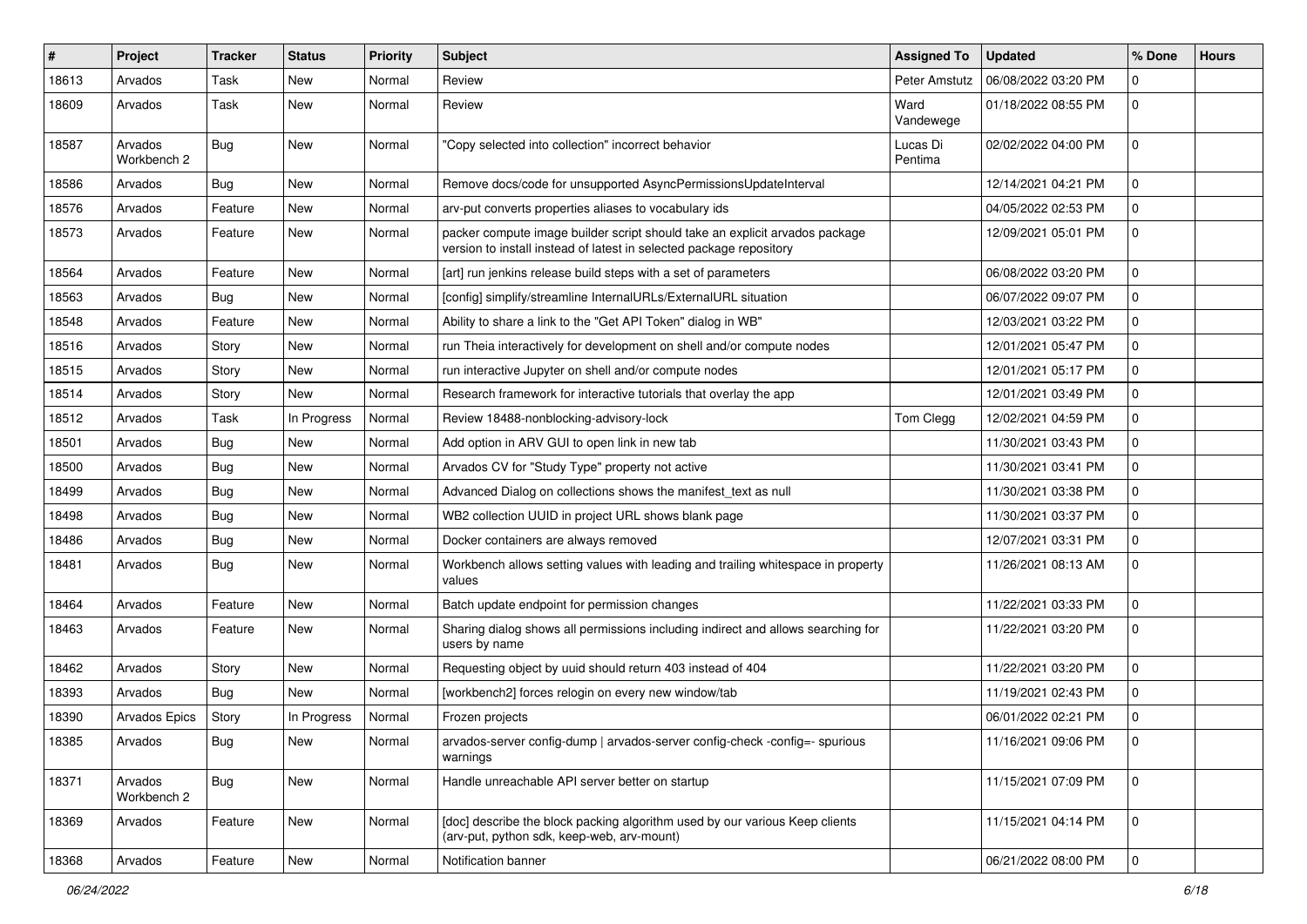| # | Project | Tracker | Status | Priority | Subject | Assigned To | Updated | % Done | Hours |
|---|---|---|---|---|---|---|---|---|---|
| 18613 | Arvados | Task | New | Normal | Review | Peter Amstutz | 06/08/2022 03:20 PM | 0 | |
| 18609 | Arvados | Task | New | Normal | Review | Ward Vandewege | 01/18/2022 08:55 PM | 0 | |
| 18587 | Arvados Workbench 2 | Bug | New | Normal | "Copy selected into collection" incorrect behavior | Lucas Di Pentima | 02/02/2022 04:00 PM | 0 | |
| 18586 | Arvados | Bug | New | Normal | Remove docs/code for unsupported AsyncPermissionsUpdateInterval | | 12/14/2021 04:21 PM | 0 | |
| 18576 | Arvados | Feature | New | Normal | arv-put converts properties aliases to vocabulary ids | | 04/05/2022 02:53 PM | 0 | |
| 18573 | Arvados | Feature | New | Normal | packer compute image builder script should take an explicit arvados package version to install instead of latest in selected package repository | | 12/09/2021 05:01 PM | 0 | |
| 18564 | Arvados | Feature | New | Normal | [art] run jenkins release build steps with a set of parameters | | 06/08/2022 03:20 PM | 0 | |
| 18563 | Arvados | Bug | New | Normal | [config] simplify/streamline InternalURLs/ExternalURL situation | | 06/07/2022 09:07 PM | 0 | |
| 18548 | Arvados | Feature | New | Normal | Ability to share a link to the "Get API Token" dialog in WB" | | 12/03/2021 03:22 PM | 0 | |
| 18516 | Arvados | Story | New | Normal | run Theia interactively for development on shell and/or compute nodes | | 12/01/2021 05:47 PM | 0 | |
| 18515 | Arvados | Story | New | Normal | run interactive Jupyter on shell and/or compute nodes | | 12/01/2021 05:17 PM | 0 | |
| 18514 | Arvados | Story | New | Normal | Research framework for interactive tutorials that overlay the app | | 12/01/2021 03:49 PM | 0 | |
| 18512 | Arvados | Task | In Progress | Normal | Review 18488-nonblocking-advisory-lock | Tom Clegg | 12/02/2021 04:59 PM | 0 | |
| 18501 | Arvados | Bug | New | Normal | Add option in ARV GUI to open link in new tab | | 11/30/2021 03:43 PM | 0 | |
| 18500 | Arvados | Bug | New | Normal | Arvados CV for "Study Type" property not active | | 11/30/2021 03:41 PM | 0 | |
| 18499 | Arvados | Bug | New | Normal | Advanced Dialog on collections shows the manifest_text as null | | 11/30/2021 03:38 PM | 0 | |
| 18498 | Arvados | Bug | New | Normal | WB2 collection UUID in project URL shows blank page | | 11/30/2021 03:37 PM | 0 | |
| 18486 | Arvados | Bug | New | Normal | Docker containers are always removed | | 12/07/2021 03:31 PM | 0 | |
| 18481 | Arvados | Bug | New | Normal | Workbench allows setting values with leading and trailing whitespace in property values | | 11/26/2021 08:13 AM | 0 | |
| 18464 | Arvados | Feature | New | Normal | Batch update endpoint for permission changes | | 11/22/2021 03:33 PM | 0 | |
| 18463 | Arvados | Feature | New | Normal | Sharing dialog shows all permissions including indirect and allows searching for users by name | | 11/22/2021 03:20 PM | 0 | |
| 18462 | Arvados | Story | New | Normal | Requesting object by uuid should return 403 instead of 404 | | 11/22/2021 03:20 PM | 0 | |
| 18393 | Arvados | Bug | New | Normal | [workbench2] forces relogin on every new window/tab | | 11/19/2021 02:43 PM | 0 | |
| 18390 | Arvados Epics | Story | In Progress | Normal | Frozen projects | | 06/01/2022 02:21 PM | 0 | |
| 18385 | Arvados | Bug | New | Normal | arvados-server config-dump \| arvados-server config-check -config=- spurious warnings | | 11/16/2021 09:06 PM | 0 | |
| 18371 | Arvados Workbench 2 | Bug | New | Normal | Handle unreachable API server better on startup | | 11/15/2021 07:09 PM | 0 | |
| 18369 | Arvados | Feature | New | Normal | [doc] describe the block packing algorithm used by our various Keep clients (arv-put, python sdk, keep-web, arv-mount) | | 11/15/2021 04:14 PM | 0 | |
| 18368 | Arvados | Feature | New | Normal | Notification banner | | 06/21/2022 08:00 PM | 0 | |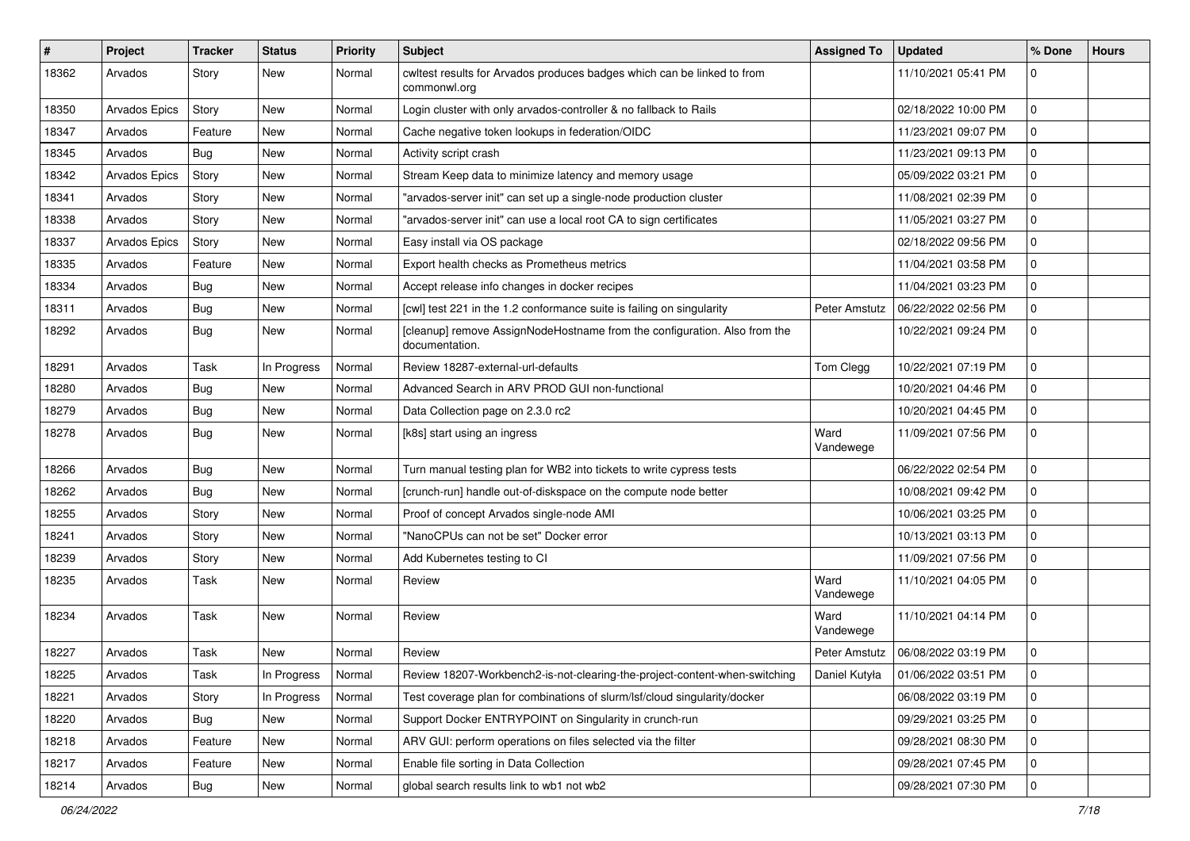| # | Project | Tracker | Status | Priority | Subject | Assigned To | Updated | % Done | Hours |
|---|---|---|---|---|---|---|---|---|---|
| 18362 | Arvados | Story | New | Normal | cwltest results for Arvados produces badges which can be linked to from commonwl.org | | 11/10/2021 05:41 PM | 0 | |
| 18350 | Arvados Epics | Story | New | Normal | Login cluster with only arvados-controller & no fallback to Rails | | 02/18/2022 10:00 PM | 0 | |
| 18347 | Arvados | Feature | New | Normal | Cache negative token lookups in federation/OIDC | | 11/23/2021 09:07 PM | 0 | |
| 18345 | Arvados | Bug | New | Normal | Activity script crash | | 11/23/2021 09:13 PM | 0 | |
| 18342 | Arvados Epics | Story | New | Normal | Stream Keep data to minimize latency and memory usage | | 05/09/2022 03:21 PM | 0 | |
| 18341 | Arvados | Story | New | Normal | "arvados-server init" can set up a single-node production cluster | | 11/08/2021 02:39 PM | 0 | |
| 18338 | Arvados | Story | New | Normal | "arvados-server init" can use a local root CA to sign certificates | | 11/05/2021 03:27 PM | 0 | |
| 18337 | Arvados Epics | Story | New | Normal | Easy install via OS package | | 02/18/2022 09:56 PM | 0 | |
| 18335 | Arvados | Feature | New | Normal | Export health checks as Prometheus metrics | | 11/04/2021 03:58 PM | 0 | |
| 18334 | Arvados | Bug | New | Normal | Accept release info changes in docker recipes | | 11/04/2021 03:23 PM | 0 | |
| 18311 | Arvados | Bug | New | Normal | [cwl] test 221 in the 1.2 conformance suite is failing on singularity | Peter Amstutz | 06/22/2022 02:56 PM | 0 | |
| 18292 | Arvados | Bug | New | Normal | [cleanup] remove AssignNodeHostname from the configuration. Also from the documentation. | | 10/22/2021 09:24 PM | 0 | |
| 18291 | Arvados | Task | In Progress | Normal | Review 18287-external-url-defaults | Tom Clegg | 10/22/2021 07:19 PM | 0 | |
| 18280 | Arvados | Bug | New | Normal | Advanced Search in ARV PROD GUI non-functional | | 10/20/2021 04:46 PM | 0 | |
| 18279 | Arvados | Bug | New | Normal | Data Collection page on 2.3.0 rc2 | | 10/20/2021 04:45 PM | 0 | |
| 18278 | Arvados | Bug | New | Normal | [k8s] start using an ingress | Ward Vandewege | 11/09/2021 07:56 PM | 0 | |
| 18266 | Arvados | Bug | New | Normal | Turn manual testing plan for WB2 into tickets to write cypress tests | | 06/22/2022 02:54 PM | 0 | |
| 18262 | Arvados | Bug | New | Normal | [crunch-run] handle out-of-diskspace on the compute node better | | 10/08/2021 09:42 PM | 0 | |
| 18255 | Arvados | Story | New | Normal | Proof of concept Arvados single-node AMI | | 10/06/2021 03:25 PM | 0 | |
| 18241 | Arvados | Story | New | Normal | "NanoCPUs can not be set" Docker error | | 10/13/2021 03:13 PM | 0 | |
| 18239 | Arvados | Story | New | Normal | Add Kubernetes testing to CI | | 11/09/2021 07:56 PM | 0 | |
| 18235 | Arvados | Task | New | Normal | Review | Ward Vandewege | 11/10/2021 04:05 PM | 0 | |
| 18234 | Arvados | Task | New | Normal | Review | Ward Vandewege | 11/10/2021 04:14 PM | 0 | |
| 18227 | Arvados | Task | New | Normal | Review | Peter Amstutz | 06/08/2022 03:19 PM | 0 | |
| 18225 | Arvados | Task | In Progress | Normal | Review 18207-Workbench2-is-not-clearing-the-project-content-when-switching | Daniel Kutyła | 01/06/2022 03:51 PM | 0 | |
| 18221 | Arvados | Story | In Progress | Normal | Test coverage plan for combinations of slurm/lsf/cloud singularity/docker | | 06/08/2022 03:19 PM | 0 | |
| 18220 | Arvados | Bug | New | Normal | Support Docker ENTRYPOINT on Singularity in crunch-run | | 09/29/2021 03:25 PM | 0 | |
| 18218 | Arvados | Feature | New | Normal | ARV GUI: perform operations on files selected via the filter | | 09/28/2021 08:30 PM | 0 | |
| 18217 | Arvados | Feature | New | Normal | Enable file sorting in Data Collection | | 09/28/2021 07:45 PM | 0 | |
| 18214 | Arvados | Bug | New | Normal | global search results link to wb1 not wb2 | | 09/28/2021 07:30 PM | 0 | |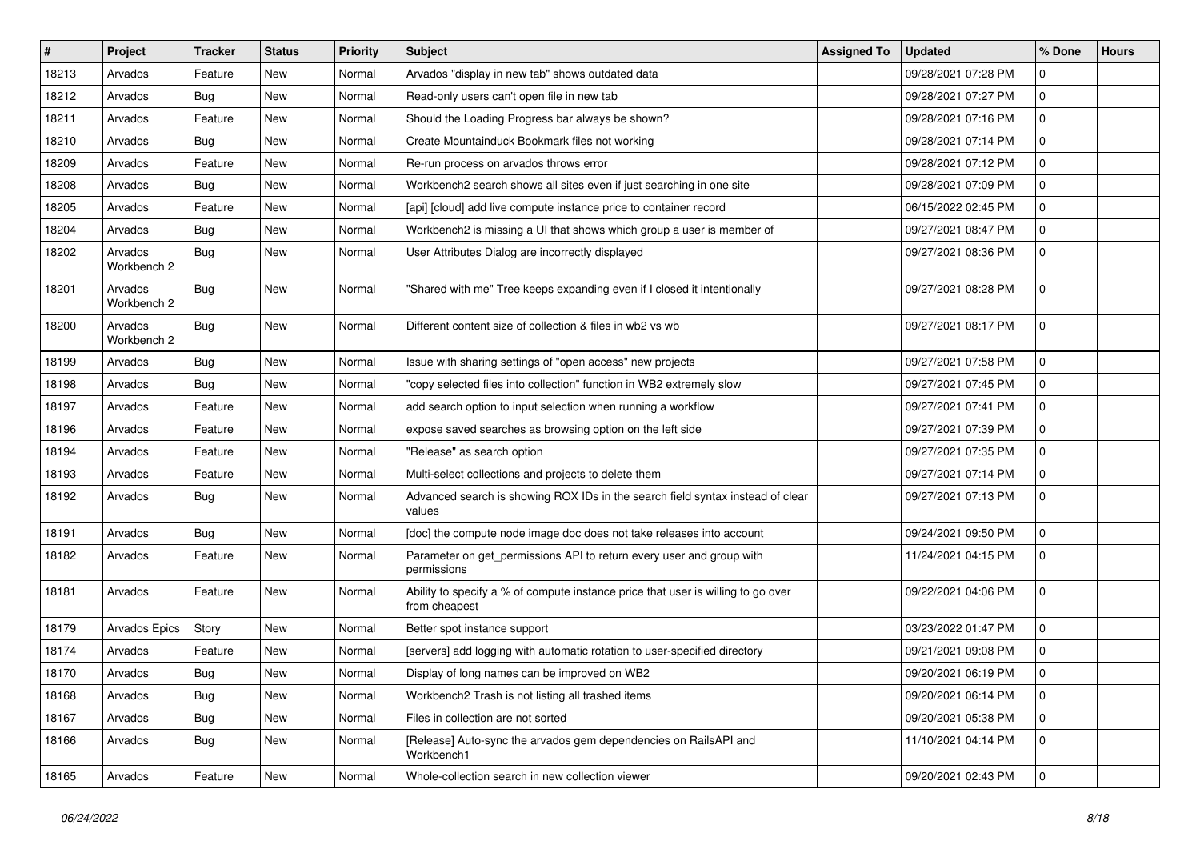| # | Project | Tracker | Status | Priority | Subject | Assigned To | Updated | % Done | Hours |
|---|---|---|---|---|---|---|---|---|---|
| 18213 | Arvados | Feature | New | Normal | Arvados "display in new tab" shows outdated data | | 09/28/2021 07:28 PM | 0 | |
| 18212 | Arvados | Bug | New | Normal | Read-only users can't open file in new tab | | 09/28/2021 07:27 PM | 0 | |
| 18211 | Arvados | Feature | New | Normal | Should the Loading Progress bar always be shown? | | 09/28/2021 07:16 PM | 0 | |
| 18210 | Arvados | Bug | New | Normal | Create Mountainduck Bookmark files not working | | 09/28/2021 07:14 PM | 0 | |
| 18209 | Arvados | Feature | New | Normal | Re-run process on arvados throws error | | 09/28/2021 07:12 PM | 0 | |
| 18208 | Arvados | Bug | New | Normal | Workbench2 search shows all sites even if just searching in one site | | 09/28/2021 07:09 PM | 0 | |
| 18205 | Arvados | Feature | New | Normal | [api] [cloud] add live compute instance price to container record | | 06/15/2022 02:45 PM | 0 | |
| 18204 | Arvados | Bug | New | Normal | Workbench2 is missing a UI that shows which group a user is member of | | 09/27/2021 08:47 PM | 0 | |
| 18202 | Arvados Workbench 2 | Bug | New | Normal | User Attributes Dialog are incorrectly displayed | | 09/27/2021 08:36 PM | 0 | |
| 18201 | Arvados Workbench 2 | Bug | New | Normal | "Shared with me" Tree keeps expanding even if I closed it intentionally | | 09/27/2021 08:28 PM | 0 | |
| 18200 | Arvados Workbench 2 | Bug | New | Normal | Different content size of collection & files in wb2 vs wb | | 09/27/2021 08:17 PM | 0 | |
| 18199 | Arvados | Bug | New | Normal | Issue with sharing settings of "open access" new projects | | 09/27/2021 07:58 PM | 0 | |
| 18198 | Arvados | Bug | New | Normal | "copy selected files into collection" function in WB2 extremely slow | | 09/27/2021 07:45 PM | 0 | |
| 18197 | Arvados | Feature | New | Normal | add search option to input selection when running a workflow | | 09/27/2021 07:41 PM | 0 | |
| 18196 | Arvados | Feature | New | Normal | expose saved searches as browsing option on the left side | | 09/27/2021 07:39 PM | 0 | |
| 18194 | Arvados | Feature | New | Normal | "Release" as search option | | 09/27/2021 07:35 PM | 0 | |
| 18193 | Arvados | Feature | New | Normal | Multi-select collections and projects to delete them | | 09/27/2021 07:14 PM | 0 | |
| 18192 | Arvados | Bug | New | Normal | Advanced search is showing ROX IDs in the search field syntax instead of clear values | | 09/27/2021 07:13 PM | 0 | |
| 18191 | Arvados | Bug | New | Normal | [doc] the compute node image doc does not take releases into account | | 09/24/2021 09:50 PM | 0 | |
| 18182 | Arvados | Feature | New | Normal | Parameter on get_permissions API to return every user and group with permissions | | 11/24/2021 04:15 PM | 0 | |
| 18181 | Arvados | Feature | New | Normal | Ability to specify a % of compute instance price that user is willing to go over from cheapest | | 09/22/2021 04:06 PM | 0 | |
| 18179 | Arvados Epics | Story | New | Normal | Better spot instance support | | 03/23/2022 01:47 PM | 0 | |
| 18174 | Arvados | Feature | New | Normal | [servers] add logging with automatic rotation to user-specified directory | | 09/21/2021 09:08 PM | 0 | |
| 18170 | Arvados | Bug | New | Normal | Display of long names can be improved on WB2 | | 09/20/2021 06:19 PM | 0 | |
| 18168 | Arvados | Bug | New | Normal | Workbench2 Trash is not listing all trashed items | | 09/20/2021 06:14 PM | 0 | |
| 18167 | Arvados | Bug | New | Normal | Files in collection are not sorted | | 09/20/2021 05:38 PM | 0 | |
| 18166 | Arvados | Bug | New | Normal | [Release] Auto-sync the arvados gem dependencies on RailsAPI and Workbench1 | | 11/10/2021 04:14 PM | 0 | |
| 18165 | Arvados | Feature | New | Normal | Whole-collection search in new collection viewer | | 09/20/2021 02:43 PM | 0 | |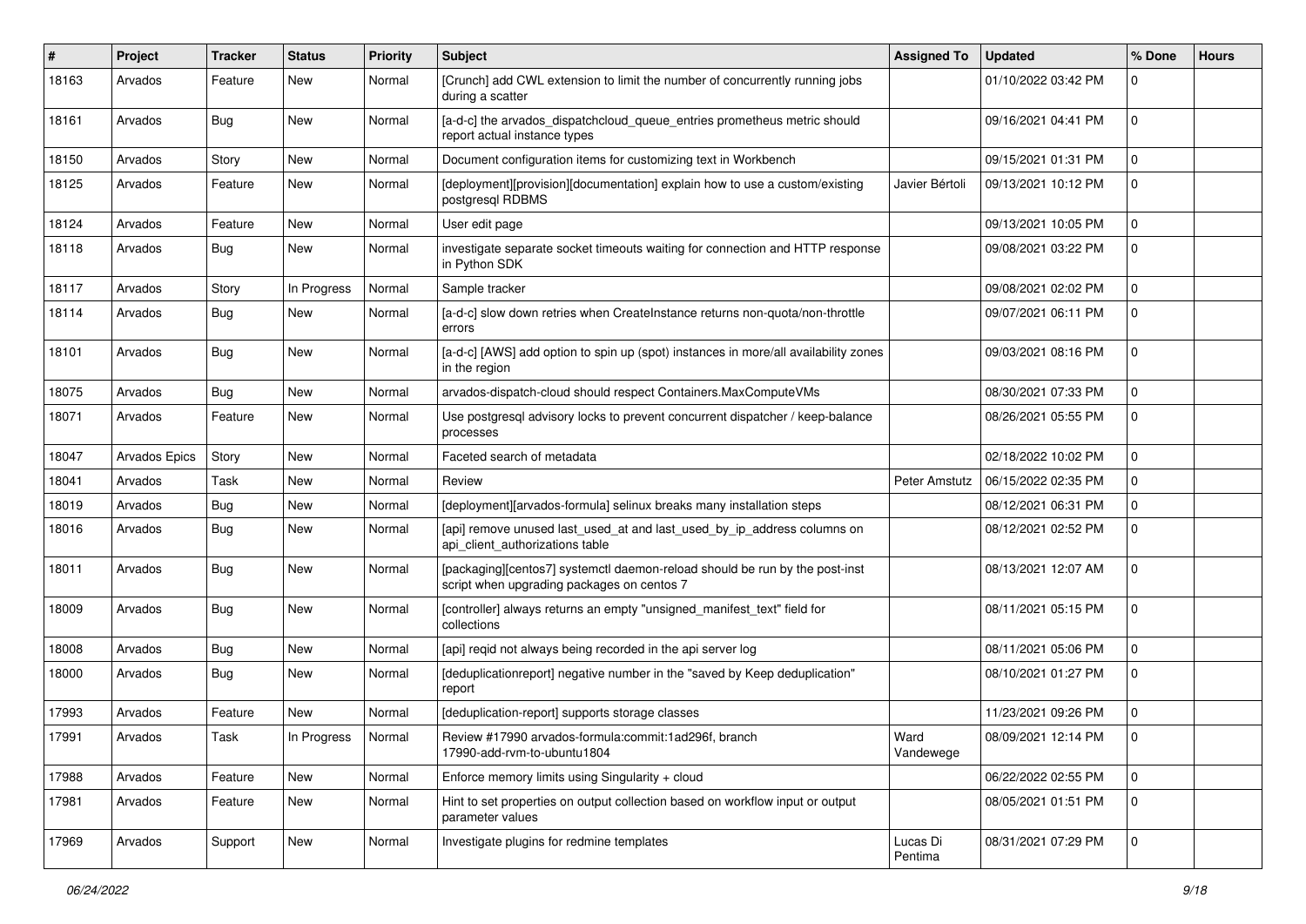| # | Project | Tracker | Status | Priority | Subject | Assigned To | Updated | % Done | Hours |
|---|---|---|---|---|---|---|---|---|---|
| 18163 | Arvados | Feature | New | Normal | [Crunch] add CWL extension to limit the number of concurrently running jobs during a scatter | | 01/10/2022 03:42 PM | 0 | |
| 18161 | Arvados | Bug | New | Normal | [a-d-c] the arvados_dispatchcloud_queue_entries prometheus metric should report actual instance types | | 09/16/2021 04:41 PM | 0 | |
| 18150 | Arvados | Story | New | Normal | Document configuration items for customizing text in Workbench | | 09/15/2021 01:31 PM | 0 | |
| 18125 | Arvados | Feature | New | Normal | [deployment][provision][documentation] explain how to use a custom/existing postgresql RDBMS | Javier Bértoli | 09/13/2021 10:12 PM | 0 | |
| 18124 | Arvados | Feature | New | Normal | User edit page | | 09/13/2021 10:05 PM | 0 | |
| 18118 | Arvados | Bug | New | Normal | investigate separate socket timeouts waiting for connection and HTTP response in Python SDK | | 09/08/2021 03:22 PM | 0 | |
| 18117 | Arvados | Story | In Progress | Normal | Sample tracker | | 09/08/2021 02:02 PM | 0 | |
| 18114 | Arvados | Bug | New | Normal | [a-d-c] slow down retries when CreateInstance returns non-quota/non-throttle errors | | 09/07/2021 06:11 PM | 0 | |
| 18101 | Arvados | Bug | New | Normal | [a-d-c] [AWS] add option to spin up (spot) instances in more/all availability zones in the region | | 09/03/2021 08:16 PM | 0 | |
| 18075 | Arvados | Bug | New | Normal | arvados-dispatch-cloud should respect Containers.MaxComputeVMs | | 08/30/2021 07:33 PM | 0 | |
| 18071 | Arvados | Feature | New | Normal | Use postgresql advisory locks to prevent concurrent dispatcher / keep-balance processes | | 08/26/2021 05:55 PM | 0 | |
| 18047 | Arvados Epics | Story | New | Normal | Faceted search of metadata | | 02/18/2022 10:02 PM | 0 | |
| 18041 | Arvados | Task | New | Normal | Review | Peter Amstutz | 06/15/2022 02:35 PM | 0 | |
| 18019 | Arvados | Bug | New | Normal | [deployment][arvados-formula] selinux breaks many installation steps | | 08/12/2021 06:31 PM | 0 | |
| 18016 | Arvados | Bug | New | Normal | [api] remove unused last_used_at and last_used_by_ip_address columns on api_client_authorizations table | | 08/12/2021 02:52 PM | 0 | |
| 18011 | Arvados | Bug | New | Normal | [packaging][centos7] systemctl daemon-reload should be run by the post-inst script when upgrading packages on centos 7 | | 08/13/2021 12:07 AM | 0 | |
| 18009 | Arvados | Bug | New | Normal | [controller] always returns an empty "unsigned_manifest_text" field for collections | | 08/11/2021 05:15 PM | 0 | |
| 18008 | Arvados | Bug | New | Normal | [api] reqid not always being recorded in the api server log | | 08/11/2021 05:06 PM | 0 | |
| 18000 | Arvados | Bug | New | Normal | [deduplicationreport] negative number in the "saved by Keep deduplication" report | | 08/10/2021 01:27 PM | 0 | |
| 17993 | Arvados | Feature | New | Normal | [deduplication-report] supports storage classes | | 11/23/2021 09:26 PM | 0 | |
| 17991 | Arvados | Task | In Progress | Normal | Review #17990 arvados-formula:commit:1ad296f, branch 17990-add-rvm-to-ubuntu1804 | Ward Vandewege | 08/09/2021 12:14 PM | 0 | |
| 17988 | Arvados | Feature | New | Normal | Enforce memory limits using Singularity + cloud | | 06/22/2022 02:55 PM | 0 | |
| 17981 | Arvados | Feature | New | Normal | Hint to set properties on output collection based on workflow input or output parameter values | | 08/05/2021 01:51 PM | 0 | |
| 17969 | Arvados | Support | New | Normal | Investigate plugins for redmine templates | Lucas Di Pentima | 08/31/2021 07:29 PM | 0 | |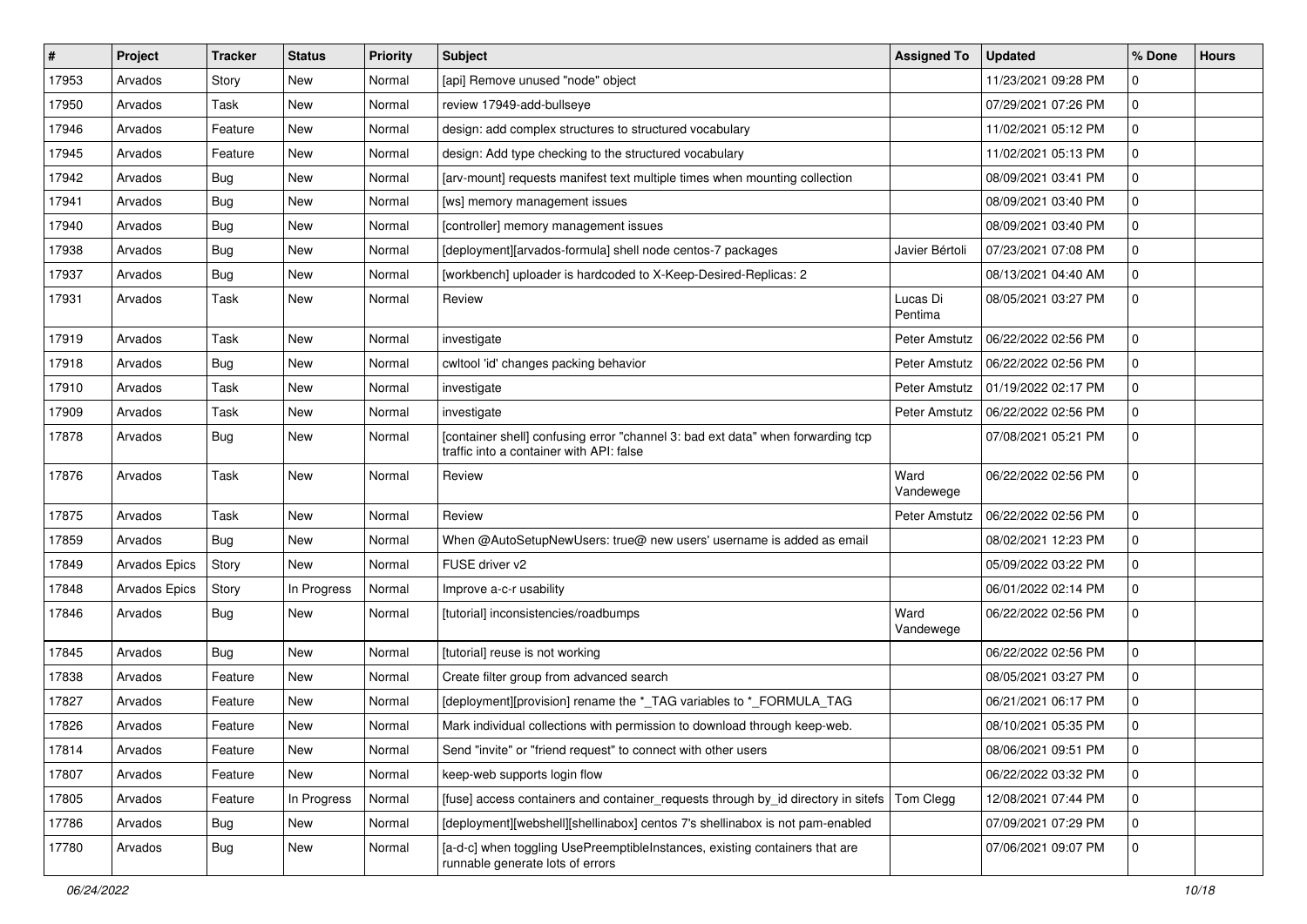| # | Project | Tracker | Status | Priority | Subject | Assigned To | Updated | % Done | Hours |
|---|---|---|---|---|---|---|---|---|---|
| 17953 | Arvados | Story | New | Normal | [api] Remove unused "node" object | | 11/23/2021 09:28 PM | 0 | |
| 17950 | Arvados | Task | New | Normal | review 17949-add-bullseye | | 07/29/2021 07:26 PM | 0 | |
| 17946 | Arvados | Feature | New | Normal | design: add complex structures to structured vocabulary | | 11/02/2021 05:12 PM | 0 | |
| 17945 | Arvados | Feature | New | Normal | design: Add type checking to the structured vocabulary | | 11/02/2021 05:13 PM | 0 | |
| 17942 | Arvados | Bug | New | Normal | [arv-mount] requests manifest text multiple times when mounting collection | | 08/09/2021 03:41 PM | 0 | |
| 17941 | Arvados | Bug | New | Normal | [ws] memory management issues | | 08/09/2021 03:40 PM | 0 | |
| 17940 | Arvados | Bug | New | Normal | [controller] memory management issues | | 08/09/2021 03:40 PM | 0 | |
| 17938 | Arvados | Bug | New | Normal | [deployment][arvados-formula] shell node centos-7 packages | Javier Bértoli | 07/23/2021 07:08 PM | 0 | |
| 17937 | Arvados | Bug | New | Normal | [workbench] uploader is hardcoded to X-Keep-Desired-Replicas: 2 | | 08/13/2021 04:40 AM | 0 | |
| 17931 | Arvados | Task | New | Normal | Review | Lucas Di Pentima | 08/05/2021 03:27 PM | 0 | |
| 17919 | Arvados | Task | New | Normal | investigate | Peter Amstutz | 06/22/2022 02:56 PM | 0 | |
| 17918 | Arvados | Bug | New | Normal | cwltool 'id' changes packing behavior | Peter Amstutz | 06/22/2022 02:56 PM | 0 | |
| 17910 | Arvados | Task | New | Normal | investigate | Peter Amstutz | 01/19/2022 02:17 PM | 0 | |
| 17909 | Arvados | Task | New | Normal | investigate | Peter Amstutz | 06/22/2022 02:56 PM | 0 | |
| 17878 | Arvados | Bug | New | Normal | [container shell] confusing error "channel 3: bad ext data" when forwarding tcp traffic into a container with API: false | | 07/08/2021 05:21 PM | 0 | |
| 17876 | Arvados | Task | New | Normal | Review | Ward Vandewege | 06/22/2022 02:56 PM | 0 | |
| 17875 | Arvados | Task | New | Normal | Review | Peter Amstutz | 06/22/2022 02:56 PM | 0 | |
| 17859 | Arvados | Bug | New | Normal | When @AutoSetupNewUsers: true@ new users' username is added as email | | 08/02/2021 12:23 PM | 0 | |
| 17849 | Arvados Epics | Story | New | Normal | FUSE driver v2 | | 05/09/2022 03:22 PM | 0 | |
| 17848 | Arvados Epics | Story | In Progress | Normal | Improve a-c-r usability | | 06/01/2022 02:14 PM | 0 | |
| 17846 | Arvados | Bug | New | Normal | [tutorial] inconsistencies/roadbumps | Ward Vandewege | 06/22/2022 02:56 PM | 0 | |
| 17845 | Arvados | Bug | New | Normal | [tutorial] reuse is not working | | 06/22/2022 02:56 PM | 0 | |
| 17838 | Arvados | Feature | New | Normal | Create filter group from advanced search | | 08/05/2021 03:27 PM | 0 | |
| 17827 | Arvados | Feature | New | Normal | [deployment][provision] rename the *_TAG variables to *_FORMULA_TAG | | 06/21/2021 06:17 PM | 0 | |
| 17826 | Arvados | Feature | New | Normal | Mark individual collections with permission to download through keep-web. | | 08/10/2021 05:35 PM | 0 | |
| 17814 | Arvados | Feature | New | Normal | Send "invite" or "friend request" to connect with other users | | 08/06/2021 09:51 PM | 0 | |
| 17807 | Arvados | Feature | New | Normal | keep-web supports login flow | | 06/22/2022 03:32 PM | 0 | |
| 17805 | Arvados | Feature | In Progress | Normal | [fuse] access containers and container_requests through by_id directory in sitefs | Tom Clegg | 12/08/2021 07:44 PM | 0 | |
| 17786 | Arvados | Bug | New | Normal | [deployment][webshell][shellinabox] centos 7's shellinabox is not pam-enabled | | 07/09/2021 07:29 PM | 0 | |
| 17780 | Arvados | Bug | New | Normal | [a-d-c] when toggling UsePreemptibleInstances, existing containers that are runnable generate lots of errors | | 07/06/2021 09:07 PM | 0 | |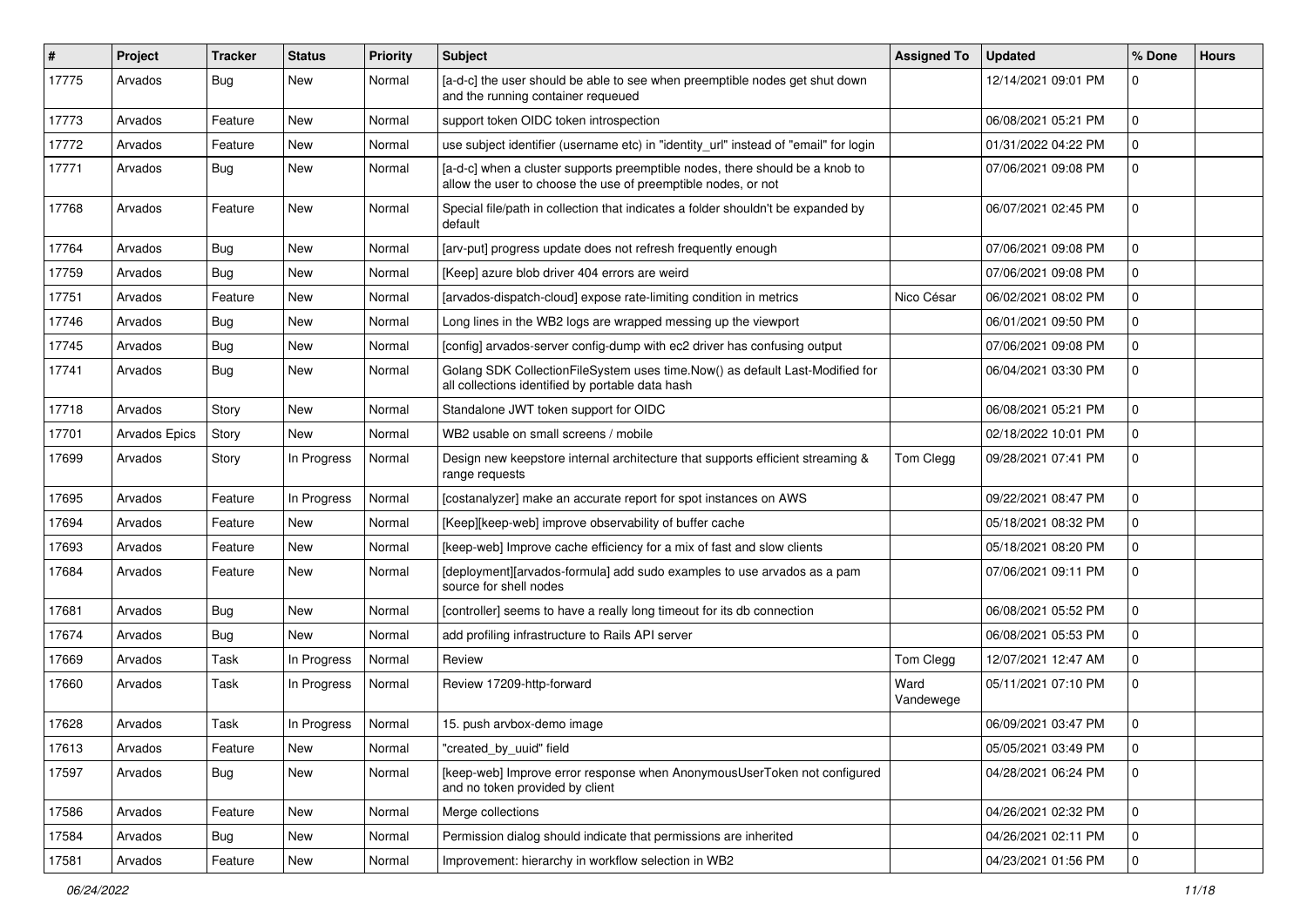| # | Project | Tracker | Status | Priority | Subject | Assigned To | Updated | % Done | Hours |
|---|---|---|---|---|---|---|---|---|---|
| 17775 | Arvados | Bug | New | Normal | [a-d-c] the user should be able to see when preemptible nodes get shut down and the running container requeued | | 12/14/2021 09:01 PM | 0 | |
| 17773 | Arvados | Feature | New | Normal | support token OIDC token introspection | | 06/08/2021 05:21 PM | 0 | |
| 17772 | Arvados | Feature | New | Normal | use subject identifier (username etc) in "identity_url" instead of "email" for login | | 01/31/2022 04:22 PM | 0 | |
| 17771 | Arvados | Bug | New | Normal | [a-d-c] when a cluster supports preemptible nodes, there should be a knob to allow the user to choose the use of preemptible nodes, or not | | 07/06/2021 09:08 PM | 0 | |
| 17768 | Arvados | Feature | New | Normal | Special file/path in collection that indicates a folder shouldn't be expanded by default | | 06/07/2021 02:45 PM | 0 | |
| 17764 | Arvados | Bug | New | Normal | [arv-put] progress update does not refresh frequently enough | | 07/06/2021 09:08 PM | 0 | |
| 17759 | Arvados | Bug | New | Normal | [Keep] azure blob driver 404 errors are weird | | 07/06/2021 09:08 PM | 0 | |
| 17751 | Arvados | Feature | New | Normal | [arvados-dispatch-cloud] expose rate-limiting condition in metrics | Nico César | 06/02/2021 08:02 PM | 0 | |
| 17746 | Arvados | Bug | New | Normal | Long lines in the WB2 logs are wrapped messing up the viewport | | 06/01/2021 09:50 PM | 0 | |
| 17745 | Arvados | Bug | New | Normal | [config] arvados-server config-dump with ec2 driver has confusing output | | 07/06/2021 09:08 PM | 0 | |
| 17741 | Arvados | Bug | New | Normal | Golang SDK CollectionFileSystem uses time.Now() as default Last-Modified for all collections identified by portable data hash | | 06/04/2021 03:30 PM | 0 | |
| 17718 | Arvados | Story | New | Normal | Standalone JWT token support for OIDC | | 06/08/2021 05:21 PM | 0 | |
| 17701 | Arvados Epics | Story | New | Normal | WB2 usable on small screens / mobile | | 02/18/2022 10:01 PM | 0 | |
| 17699 | Arvados | Story | In Progress | Normal | Design new keepstore internal architecture that supports efficient streaming & range requests | Tom Clegg | 09/28/2021 07:41 PM | 0 | |
| 17695 | Arvados | Feature | In Progress | Normal | [costanalyzer] make an accurate report for spot instances on AWS | | 09/22/2021 08:47 PM | 0 | |
| 17694 | Arvados | Feature | New | Normal | [Keep][keep-web] improve observability of buffer cache | | 05/18/2021 08:32 PM | 0 | |
| 17693 | Arvados | Feature | New | Normal | [keep-web] Improve cache efficiency for a mix of fast and slow clients | | 05/18/2021 08:20 PM | 0 | |
| 17684 | Arvados | Feature | New | Normal | [deployment][arvados-formula] add sudo examples to use arvados as a pam source for shell nodes | | 07/06/2021 09:11 PM | 0 | |
| 17681 | Arvados | Bug | New | Normal | [controller] seems to have a really long timeout for its db connection | | 06/08/2021 05:52 PM | 0 | |
| 17674 | Arvados | Bug | New | Normal | add profiling infrastructure to Rails API server | | 06/08/2021 05:53 PM | 0 | |
| 17669 | Arvados | Task | In Progress | Normal | Review | Tom Clegg | 12/07/2021 12:47 AM | 0 | |
| 17660 | Arvados | Task | In Progress | Normal | Review 17209-http-forward | Ward Vandewege | 05/11/2021 07:10 PM | 0 | |
| 17628 | Arvados | Task | In Progress | Normal | 15. push arvbox-demo image | | 06/09/2021 03:47 PM | 0 | |
| 17613 | Arvados | Feature | New | Normal | "created_by_uuid" field | | 05/05/2021 03:49 PM | 0 | |
| 17597 | Arvados | Bug | New | Normal | [keep-web] Improve error response when AnonymousUserToken not configured and no token provided by client | | 04/28/2021 06:24 PM | 0 | |
| 17586 | Arvados | Feature | New | Normal | Merge collections | | 04/26/2021 02:32 PM | 0 | |
| 17584 | Arvados | Bug | New | Normal | Permission dialog should indicate that permissions are inherited | | 04/26/2021 02:11 PM | 0 | |
| 17581 | Arvados | Feature | New | Normal | Improvement: hierarchy in workflow selection in WB2 | | 04/23/2021 01:56 PM | 0 | |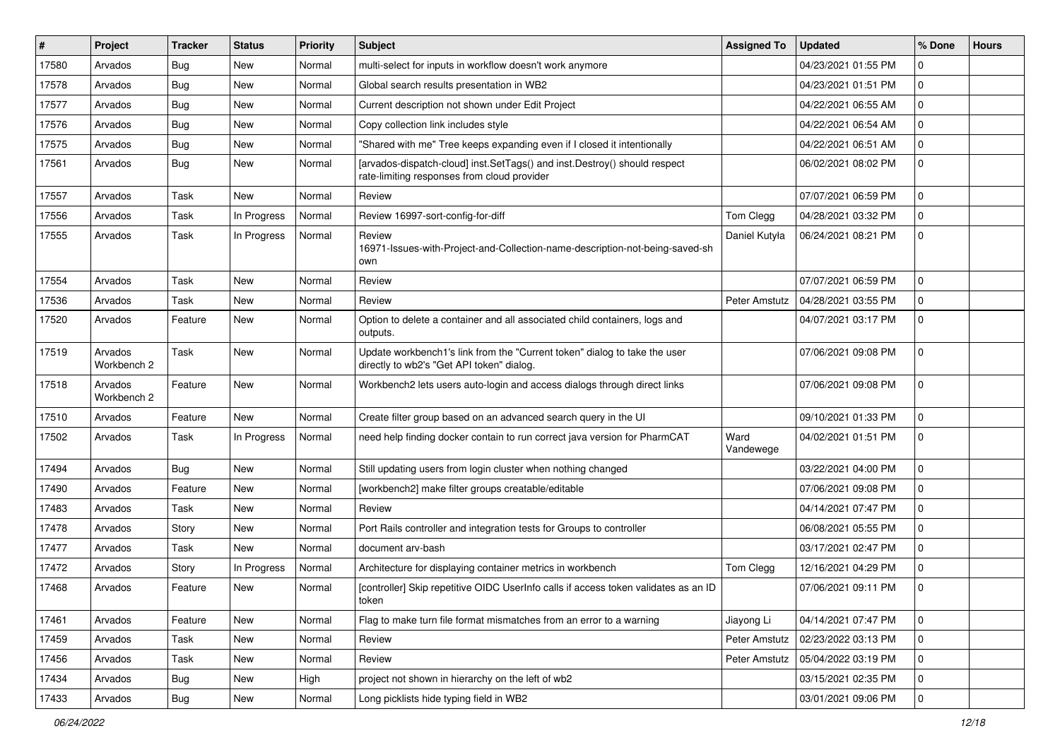| # | Project | Tracker | Status | Priority | Subject | Assigned To | Updated | % Done | Hours |
|---|---|---|---|---|---|---|---|---|---|
| 17580 | Arvados | Bug | New | Normal | multi-select for inputs in workflow doesn't work anymore | | 04/23/2021 01:55 PM | 0 | |
| 17578 | Arvados | Bug | New | Normal | Global search results presentation in WB2 | | 04/23/2021 01:51 PM | 0 | |
| 17577 | Arvados | Bug | New | Normal | Current description not shown under Edit Project | | 04/22/2021 06:55 AM | 0 | |
| 17576 | Arvados | Bug | New | Normal | Copy collection link includes style | | 04/22/2021 06:54 AM | 0 | |
| 17575 | Arvados | Bug | New | Normal | "Shared with me" Tree keeps expanding even if I closed it intentionally | | 04/22/2021 06:51 AM | 0 | |
| 17561 | Arvados | Bug | New | Normal | [arvados-dispatch-cloud] inst.SetTags() and inst.Destroy() should respect rate-limiting responses from cloud provider | | 06/02/2021 08:02 PM | 0 | |
| 17557 | Arvados | Task | New | Normal | Review | | 07/07/2021 06:59 PM | 0 | |
| 17556 | Arvados | Task | In Progress | Normal | Review 16997-sort-config-for-diff | Tom Clegg | 04/28/2021 03:32 PM | 0 | |
| 17555 | Arvados | Task | In Progress | Normal | Review 16971-Issues-with-Project-and-Collection-name-description-not-being-saved-shown | Daniel Kutyła | 06/24/2021 08:21 PM | 0 | |
| 17554 | Arvados | Task | New | Normal | Review | | 07/07/2021 06:59 PM | 0 | |
| 17536 | Arvados | Task | New | Normal | Review | Peter Amstutz | 04/28/2021 03:55 PM | 0 | |
| 17520 | Arvados | Feature | New | Normal | Option to delete a container and all associated child containers, logs and outputs. | | 04/07/2021 03:17 PM | 0 | |
| 17519 | Arvados Workbench 2 | Task | New | Normal | Update workbench1's link from the "Current token" dialog to take the user directly to wb2's "Get API token" dialog. | | 07/06/2021 09:08 PM | 0 | |
| 17518 | Arvados Workbench 2 | Feature | New | Normal | Workbench2 lets users auto-login and access dialogs through direct links | | 07/06/2021 09:08 PM | 0 | |
| 17510 | Arvados | Feature | New | Normal | Create filter group based on an advanced search query in the UI | | 09/10/2021 01:33 PM | 0 | |
| 17502 | Arvados | Task | In Progress | Normal | need help finding docker contain to run correct java version for PharmCAT | Ward Vandewege | 04/02/2021 01:51 PM | 0 | |
| 17494 | Arvados | Bug | New | Normal | Still updating users from login cluster when nothing changed | | 03/22/2021 04:00 PM | 0 | |
| 17490 | Arvados | Feature | New | Normal | [workbench2] make filter groups creatable/editable | | 07/06/2021 09:08 PM | 0 | |
| 17483 | Arvados | Task | New | Normal | Review | | 04/14/2021 07:47 PM | 0 | |
| 17478 | Arvados | Story | New | Normal | Port Rails controller and integration tests for Groups to controller | | 06/08/2021 05:55 PM | 0 | |
| 17477 | Arvados | Task | New | Normal | document arv-bash | | 03/17/2021 02:47 PM | 0 | |
| 17472 | Arvados | Story | In Progress | Normal | Architecture for displaying container metrics in workbench | Tom Clegg | 12/16/2021 04:29 PM | 0 | |
| 17468 | Arvados | Feature | New | Normal | [controller] Skip repetitive OIDC UserInfo calls if access token validates as an ID token | | 07/06/2021 09:11 PM | 0 | |
| 17461 | Arvados | Feature | New | Normal | Flag to make turn file format mismatches from an error to a warning | Jiayong Li | 04/14/2021 07:47 PM | 0 | |
| 17459 | Arvados | Task | New | Normal | Review | Peter Amstutz | 02/23/2022 03:13 PM | 0 | |
| 17456 | Arvados | Task | New | Normal | Review | Peter Amstutz | 05/04/2022 03:19 PM | 0 | |
| 17434 | Arvados | Bug | New | High | project not shown in hierarchy on the left of wb2 | | 03/15/2021 02:35 PM | 0 | |
| 17433 | Arvados | Bug | New | Normal | Long picklists hide typing field in WB2 | | 03/01/2021 09:06 PM | 0 | |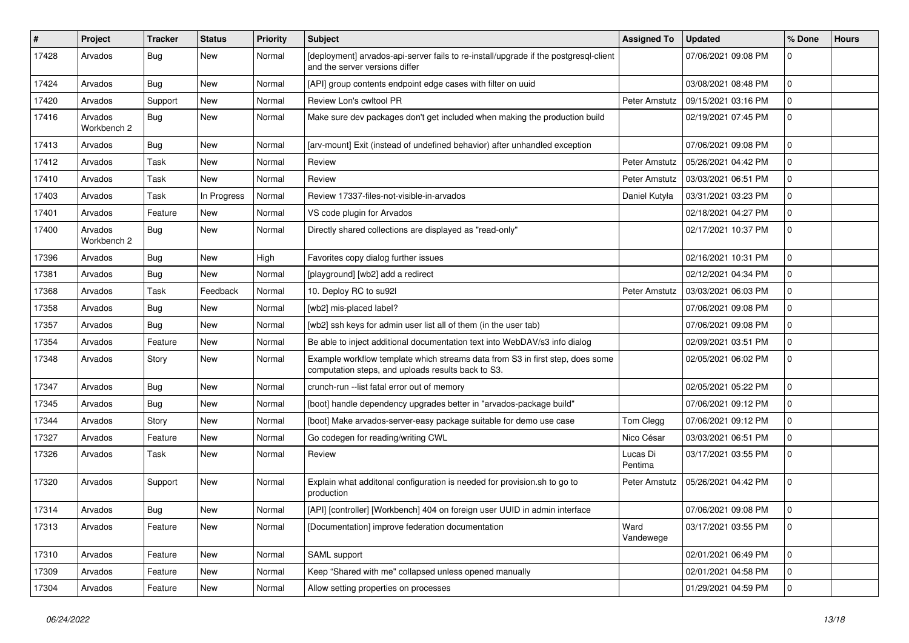| # | Project | Tracker | Status | Priority | Subject | Assigned To | Updated | % Done | Hours |
|---|---|---|---|---|---|---|---|---|---|
| 17428 | Arvados | Bug | New | Normal | [deployment] arvados-api-server fails to re-install/upgrade if the postgresql-client and the server versions differ | | 07/06/2021 09:08 PM | 0 | |
| 17424 | Arvados | Bug | New | Normal | [API] group contents endpoint edge cases with filter on uuid | | 03/08/2021 08:48 PM | 0 | |
| 17420 | Arvados | Support | New | Normal | Review Lon's cwltool PR | Peter Amstutz | 09/15/2021 03:16 PM | 0 | |
| 17416 | Arvados Workbench 2 | Bug | New | Normal | Make sure dev packages don't get included when making the production build | | 02/19/2021 07:45 PM | 0 | |
| 17413 | Arvados | Bug | New | Normal | [arv-mount] Exit (instead of undefined behavior) after unhandled exception | | 07/06/2021 09:08 PM | 0 | |
| 17412 | Arvados | Task | New | Normal | Review | Peter Amstutz | 05/26/2021 04:42 PM | 0 | |
| 17410 | Arvados | Task | New | Normal | Review | Peter Amstutz | 03/03/2021 06:51 PM | 0 | |
| 17403 | Arvados | Task | In Progress | Normal | Review 17337-files-not-visible-in-arvados | Daniel Kutyła | 03/31/2021 03:23 PM | 0 | |
| 17401 | Arvados | Feature | New | Normal | VS code plugin for Arvados | | 02/18/2021 04:27 PM | 0 | |
| 17400 | Arvados Workbench 2 | Bug | New | Normal | Directly shared collections are displayed as "read-only" | | 02/17/2021 10:37 PM | 0 | |
| 17396 | Arvados | Bug | New | High | Favorites copy dialog further issues | | 02/16/2021 10:31 PM | 0 | |
| 17381 | Arvados | Bug | New | Normal | [playground] [wb2] add a redirect | | 02/12/2021 04:34 PM | 0 | |
| 17368 | Arvados | Task | Feedback | Normal | 10. Deploy RC to su92l | Peter Amstutz | 03/03/2021 06:03 PM | 0 | |
| 17358 | Arvados | Bug | New | Normal | [wb2] mis-placed label? | | 07/06/2021 09:08 PM | 0 | |
| 17357 | Arvados | Bug | New | Normal | [wb2] ssh keys for admin user list all of them (in the user tab) | | 07/06/2021 09:08 PM | 0 | |
| 17354 | Arvados | Feature | New | Normal | Be able to inject additional documentation text into WebDAV/s3 info dialog | | 02/09/2021 03:51 PM | 0 | |
| 17348 | Arvados | Story | New | Normal | Example workflow template which streams data from S3 in first step, does some computation steps, and uploads results back to S3. | | 02/05/2021 06:02 PM | 0 | |
| 17347 | Arvados | Bug | New | Normal | crunch-run --list fatal error out of memory | | 02/05/2021 05:22 PM | 0 | |
| 17345 | Arvados | Bug | New | Normal | [boot] handle dependency upgrades better in "arvados-package build" | | 07/06/2021 09:12 PM | 0 | |
| 17344 | Arvados | Story | New | Normal | [boot] Make arvados-server-easy package suitable for demo use case | Tom Clegg | 07/06/2021 09:12 PM | 0 | |
| 17327 | Arvados | Feature | New | Normal | Go codegen for reading/writing CWL | Nico César | 03/03/2021 06:51 PM | 0 | |
| 17326 | Arvados | Task | New | Normal | Review | Lucas Di Pentima | 03/17/2021 03:55 PM | 0 | |
| 17320 | Arvados | Support | New | Normal | Explain what additonal configuration is needed for provision.sh to go to production | Peter Amstutz | 05/26/2021 04:42 PM | 0 | |
| 17314 | Arvados | Bug | New | Normal | [API] [controller] [Workbench] 404 on foreign user UUID in admin interface | | 07/06/2021 09:08 PM | 0 | |
| 17313 | Arvados | Feature | New | Normal | [Documentation] improve federation documentation | Ward Vandewege | 03/17/2021 03:55 PM | 0 | |
| 17310 | Arvados | Feature | New | Normal | SAML support | | 02/01/2021 06:49 PM | 0 | |
| 17309 | Arvados | Feature | New | Normal | Keep "Shared with me" collapsed unless opened manually | | 02/01/2021 04:58 PM | 0 | |
| 17304 | Arvados | Feature | New | Normal | Allow setting properties on processes | | 01/29/2021 04:59 PM | 0 | |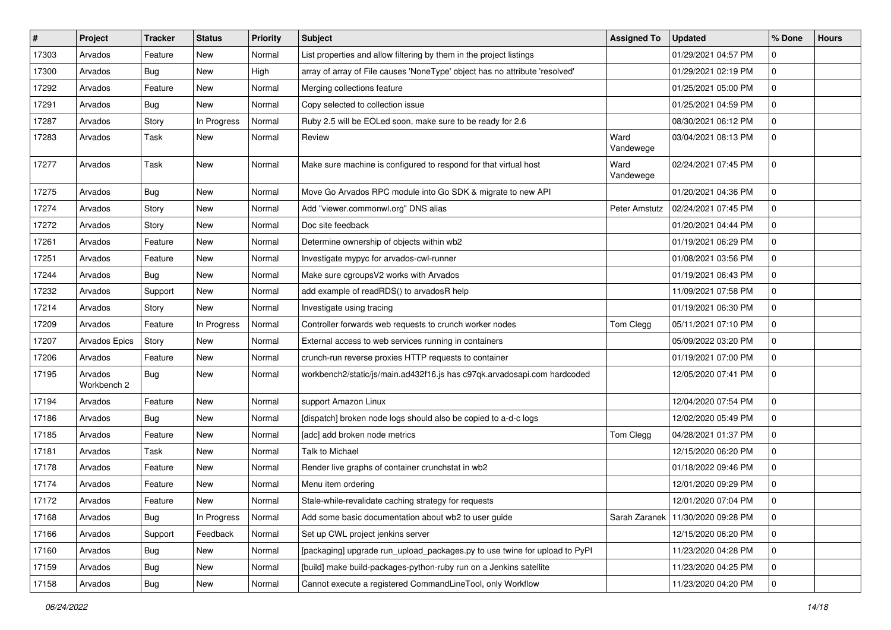| # | Project | Tracker | Status | Priority | Subject | Assigned To | Updated | % Done | Hours |
|---|---|---|---|---|---|---|---|---|---|
| 17303 | Arvados | Feature | New | Normal | List properties and allow filtering by them in the project listings | | 01/29/2021 04:57 PM | 0 | |
| 17300 | Arvados | Bug | New | High | array of array of File causes 'NoneType' object has no attribute 'resolved' | | 01/29/2021 02:19 PM | 0 | |
| 17292 | Arvados | Feature | New | Normal | Merging collections feature | | 01/25/2021 05:00 PM | 0 | |
| 17291 | Arvados | Bug | New | Normal | Copy selected to collection issue | | 01/25/2021 04:59 PM | 0 | |
| 17287 | Arvados | Story | In Progress | Normal | Ruby 2.5 will be EOLed soon, make sure to be ready for 2.6 | | 08/30/2021 06:12 PM | 0 | |
| 17283 | Arvados | Task | New | Normal | Review | Ward Vandewege | 03/04/2021 08:13 PM | 0 | |
| 17277 | Arvados | Task | New | Normal | Make sure machine is configured to respond for that virtual host | Ward Vandewege | 02/24/2021 07:45 PM | 0 | |
| 17275 | Arvados | Bug | New | Normal | Move Go Arvados RPC module into Go SDK & migrate to new API | | 01/20/2021 04:36 PM | 0 | |
| 17274 | Arvados | Story | New | Normal | Add "viewer.commonwl.org" DNS alias | Peter Amstutz | 02/24/2021 07:45 PM | 0 | |
| 17272 | Arvados | Story | New | Normal | Doc site feedback | | 01/20/2021 04:44 PM | 0 | |
| 17261 | Arvados | Feature | New | Normal | Determine ownership of objects within wb2 | | 01/19/2021 06:29 PM | 0 | |
| 17251 | Arvados | Feature | New | Normal | Investigate mypyc for arvados-cwl-runner | | 01/08/2021 03:56 PM | 0 | |
| 17244 | Arvados | Bug | New | Normal | Make sure cgroupsV2 works with Arvados | | 01/19/2021 06:43 PM | 0 | |
| 17232 | Arvados | Support | New | Normal | add example of readRDS() to arvadosR help | | 11/09/2021 07:58 PM | 0 | |
| 17214 | Arvados | Story | New | Normal | Investigate using tracing | | 01/19/2021 06:30 PM | 0 | |
| 17209 | Arvados | Feature | In Progress | Normal | Controller forwards web requests to crunch worker nodes | Tom Clegg | 05/11/2021 07:10 PM | 0 | |
| 17207 | Arvados Epics | Story | New | Normal | External access to web services running in containers | | 05/09/2022 03:20 PM | 0 | |
| 17206 | Arvados | Feature | New | Normal | crunch-run reverse proxies HTTP requests to container | | 01/19/2021 07:00 PM | 0 | |
| 17195 | Arvados Workbench 2 | Bug | New | Normal | workbench2/static/js/main.ad432f16.js has c97qk.arvadosapi.com hardcoded | | 12/05/2020 07:41 PM | 0 | |
| 17194 | Arvados | Feature | New | Normal | support Amazon Linux | | 12/04/2020 07:54 PM | 0 | |
| 17186 | Arvados | Bug | New | Normal | [dispatch] broken node logs should also be copied to a-d-c logs | | 12/02/2020 05:49 PM | 0 | |
| 17185 | Arvados | Feature | New | Normal | [adc] add broken node metrics | Tom Clegg | 04/28/2021 01:37 PM | 0 | |
| 17181 | Arvados | Task | New | Normal | Talk to Michael | | 12/15/2020 06:20 PM | 0 | |
| 17178 | Arvados | Feature | New | Normal | Render live graphs of container crunchstat in wb2 | | 01/18/2022 09:46 PM | 0 | |
| 17174 | Arvados | Feature | New | Normal | Menu item ordering | | 12/01/2020 09:29 PM | 0 | |
| 17172 | Arvados | Feature | New | Normal | Stale-while-revalidate caching strategy for requests | | 12/01/2020 07:04 PM | 0 | |
| 17168 | Arvados | Bug | In Progress | Normal | Add some basic documentation about wb2 to user guide | Sarah Zaranek | 11/30/2020 09:28 PM | 0 | |
| 17166 | Arvados | Support | Feedback | Normal | Set up CWL project jenkins server | | 12/15/2020 06:20 PM | 0 | |
| 17160 | Arvados | Bug | New | Normal | [packaging] upgrade run_upload_packages.py to use twine for upload to PyPI | | 11/23/2020 04:28 PM | 0 | |
| 17159 | Arvados | Bug | New | Normal | [build] make build-packages-python-ruby run on a Jenkins satellite | | 11/23/2020 04:25 PM | 0 | |
| 17158 | Arvados | Bug | New | Normal | Cannot execute a registered CommandLineTool, only Workflow | | 11/23/2020 04:20 PM | 0 | |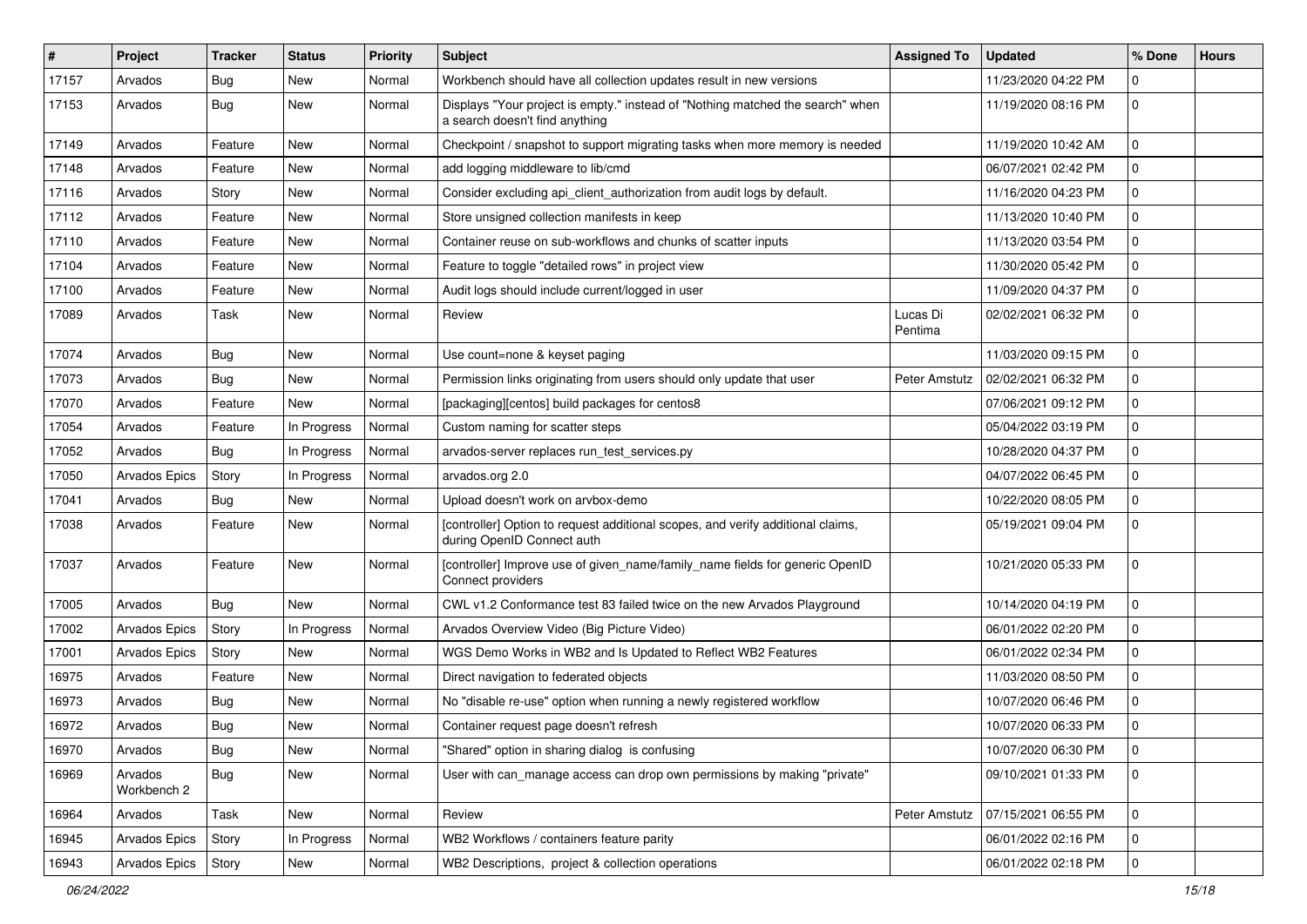| # | Project | Tracker | Status | Priority | Subject | Assigned To | Updated | % Done | Hours |
|---|---|---|---|---|---|---|---|---|---|
| 17157 | Arvados | Bug | New | Normal | Workbench should have all collection updates result in new versions | | 11/23/2020 04:22 PM | 0 | |
| 17153 | Arvados | Bug | New | Normal | Displays "Your project is empty." instead of "Nothing matched the search" when a search doesn't find anything | | 11/19/2020 08:16 PM | 0 | |
| 17149 | Arvados | Feature | New | Normal | Checkpoint / snapshot to support migrating tasks when more memory is needed | | 11/19/2020 10:42 AM | 0 | |
| 17148 | Arvados | Feature | New | Normal | add logging middleware to lib/cmd | | 06/07/2021 02:42 PM | 0 | |
| 17116 | Arvados | Story | New | Normal | Consider excluding api_client_authorization from audit logs by default. | | 11/16/2020 04:23 PM | 0 | |
| 17112 | Arvados | Feature | New | Normal | Store unsigned collection manifests in keep | | 11/13/2020 10:40 PM | 0 | |
| 17110 | Arvados | Feature | New | Normal | Container reuse on sub-workflows and chunks of scatter inputs | | 11/13/2020 03:54 PM | 0 | |
| 17104 | Arvados | Feature | New | Normal | Feature to toggle "detailed rows" in project view | | 11/30/2020 05:42 PM | 0 | |
| 17100 | Arvados | Feature | New | Normal | Audit logs should include current/logged in user | | 11/09/2020 04:37 PM | 0 | |
| 17089 | Arvados | Task | New | Normal | Review | Lucas Di Pentima | 02/02/2021 06:32 PM | 0 | |
| 17074 | Arvados | Bug | New | Normal | Use count=none & keyset paging | | 11/03/2020 09:15 PM | 0 | |
| 17073 | Arvados | Bug | New | Normal | Permission links originating from users should only update that user | Peter Amstutz | 02/02/2021 06:32 PM | 0 | |
| 17070 | Arvados | Feature | New | Normal | [packaging][centos] build packages for centos8 | | 07/06/2021 09:12 PM | 0 | |
| 17054 | Arvados | Feature | In Progress | Normal | Custom naming for scatter steps | | 05/04/2022 03:19 PM | 0 | |
| 17052 | Arvados | Bug | In Progress | Normal | arvados-server replaces run_test_services.py | | 10/28/2020 04:37 PM | 0 | |
| 17050 | Arvados Epics | Story | In Progress | Normal | arvados.org 2.0 | | 04/07/2022 06:45 PM | 0 | |
| 17041 | Arvados | Bug | New | Normal | Upload doesn't work on arvbox-demo | | 10/22/2020 08:05 PM | 0 | |
| 17038 | Arvados | Feature | New | Normal | [controller] Option to request additional scopes, and verify additional claims, during OpenID Connect auth | | 05/19/2021 09:04 PM | 0 | |
| 17037 | Arvados | Feature | New | Normal | [controller] Improve use of given_name/family_name fields for generic OpenID Connect providers | | 10/21/2020 05:33 PM | 0 | |
| 17005 | Arvados | Bug | New | Normal | CWL v1.2 Conformance test 83 failed twice on the new Arvados Playground | | 10/14/2020 04:19 PM | 0 | |
| 17002 | Arvados Epics | Story | In Progress | Normal | Arvados Overview Video (Big Picture Video) | | 06/01/2022 02:20 PM | 0 | |
| 17001 | Arvados Epics | Story | New | Normal | WGS Demo Works in WB2 and Is Updated to Reflect WB2 Features | | 06/01/2022 02:34 PM | 0 | |
| 16975 | Arvados | Feature | New | Normal | Direct navigation to federated objects | | 11/03/2020 08:50 PM | 0 | |
| 16973 | Arvados | Bug | New | Normal | No "disable re-use" option when running a newly registered workflow | | 10/07/2020 06:46 PM | 0 | |
| 16972 | Arvados | Bug | New | Normal | Container request page doesn't refresh | | 10/07/2020 06:33 PM | 0 | |
| 16970 | Arvados | Bug | New | Normal | "Shared" option in sharing dialog is confusing | | 10/07/2020 06:30 PM | 0 | |
| 16969 | Arvados Workbench 2 | Bug | New | Normal | User with can_manage access can drop own permissions by making "private" | | 09/10/2021 01:33 PM | 0 | |
| 16964 | Arvados | Task | New | Normal | Review | Peter Amstutz | 07/15/2021 06:55 PM | 0 | |
| 16945 | Arvados Epics | Story | In Progress | Normal | WB2 Workflows / containers feature parity | | 06/01/2022 02:16 PM | 0 | |
| 16943 | Arvados Epics | Story | New | Normal | WB2 Descriptions, project & collection operations | | 06/01/2022 02:18 PM | 0 | |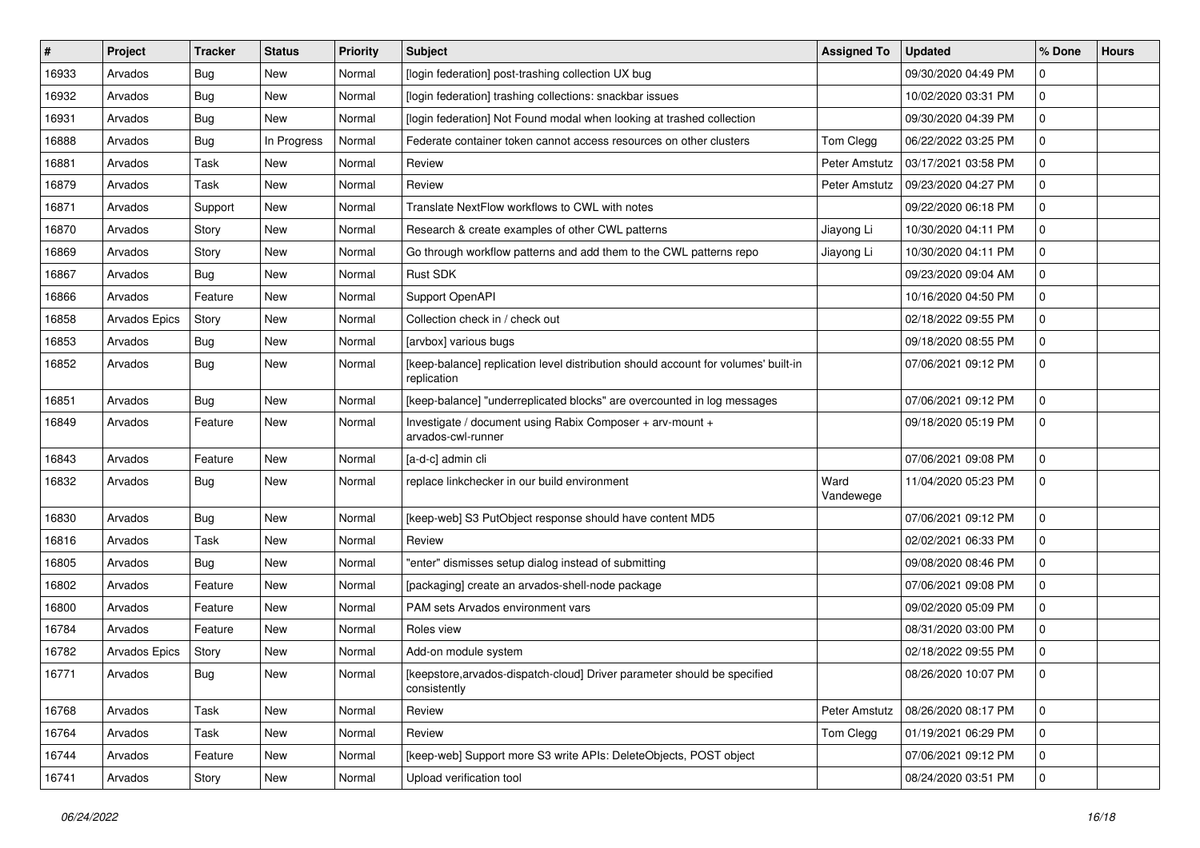| # | Project | Tracker | Status | Priority | Subject | Assigned To | Updated | % Done | Hours |
|---|---|---|---|---|---|---|---|---|---|
| 16933 | Arvados | Bug | New | Normal | [login federation] post-trashing collection UX bug | | 09/30/2020 04:49 PM | 0 | |
| 16932 | Arvados | Bug | New | Normal | [login federation] trashing collections: snackbar issues | | 10/02/2020 03:31 PM | 0 | |
| 16931 | Arvados | Bug | New | Normal | [login federation] Not Found modal when looking at trashed collection | | 09/30/2020 04:39 PM | 0 | |
| 16888 | Arvados | Bug | In Progress | Normal | Federate container token cannot access resources on other clusters | Tom Clegg | 06/22/2022 03:25 PM | 0 | |
| 16881 | Arvados | Task | New | Normal | Review | Peter Amstutz | 03/17/2021 03:58 PM | 0 | |
| 16879 | Arvados | Task | New | Normal | Review | Peter Amstutz | 09/23/2020 04:27 PM | 0 | |
| 16871 | Arvados | Support | New | Normal | Translate NextFlow workflows to CWL with notes | | 09/22/2020 06:18 PM | 0 | |
| 16870 | Arvados | Story | New | Normal | Research & create examples of other CWL patterns | Jiayong Li | 10/30/2020 04:11 PM | 0 | |
| 16869 | Arvados | Story | New | Normal | Go through workflow patterns and add them to the CWL patterns repo | Jiayong Li | 10/30/2020 04:11 PM | 0 | |
| 16867 | Arvados | Bug | New | Normal | Rust SDK | | 09/23/2020 09:04 AM | 0 | |
| 16866 | Arvados | Feature | New | Normal | Support OpenAPI | | 10/16/2020 04:50 PM | 0 | |
| 16858 | Arvados Epics | Story | New | Normal | Collection check in / check out | | 02/18/2022 09:55 PM | 0 | |
| 16853 | Arvados | Bug | New | Normal | [arvbox] various bugs | | 09/18/2020 08:55 PM | 0 | |
| 16852 | Arvados | Bug | New | Normal | [keep-balance] replication level distribution should account for volumes' built-in replication | | 07/06/2021 09:12 PM | 0 | |
| 16851 | Arvados | Bug | New | Normal | [keep-balance] "underreplicated blocks" are overcounted in log messages | | 07/06/2021 09:12 PM | 0 | |
| 16849 | Arvados | Feature | New | Normal | Investigate / document using Rabix Composer + arv-mount + arvados-cwl-runner | | 09/18/2020 05:19 PM | 0 | |
| 16843 | Arvados | Feature | New | Normal | [a-d-c] admin cli | | 07/06/2021 09:08 PM | 0 | |
| 16832 | Arvados | Bug | New | Normal | replace linkchecker in our build environment | Ward Vandewege | 11/04/2020 05:23 PM | 0 | |
| 16830 | Arvados | Bug | New | Normal | [keep-web] S3 PutObject response should have content MD5 | | 07/06/2021 09:12 PM | 0 | |
| 16816 | Arvados | Task | New | Normal | Review | | 02/02/2021 06:33 PM | 0 | |
| 16805 | Arvados | Bug | New | Normal | "enter" dismisses setup dialog instead of submitting | | 09/08/2020 08:46 PM | 0 | |
| 16802 | Arvados | Feature | New | Normal | [packaging] create an arvados-shell-node package | | 07/06/2021 09:08 PM | 0 | |
| 16800 | Arvados | Feature | New | Normal | PAM sets Arvados environment vars | | 09/02/2020 05:09 PM | 0 | |
| 16784 | Arvados | Feature | New | Normal | Roles view | | 08/31/2020 03:00 PM | 0 | |
| 16782 | Arvados Epics | Story | New | Normal | Add-on module system | | 02/18/2022 09:55 PM | 0 | |
| 16771 | Arvados | Bug | New | Normal | [keepstore,arvados-dispatch-cloud] Driver parameter should be specified consistently | | 08/26/2020 10:07 PM | 0 | |
| 16768 | Arvados | Task | New | Normal | Review | Peter Amstutz | 08/26/2020 08:17 PM | 0 | |
| 16764 | Arvados | Task | New | Normal | Review | Tom Clegg | 01/19/2021 06:29 PM | 0 | |
| 16744 | Arvados | Feature | New | Normal | [keep-web] Support more S3 write APIs: DeleteObjects, POST object | | 07/06/2021 09:12 PM | 0 | |
| 16741 | Arvados | Story | New | Normal | Upload verification tool | | 08/24/2020 03:51 PM | 0 | |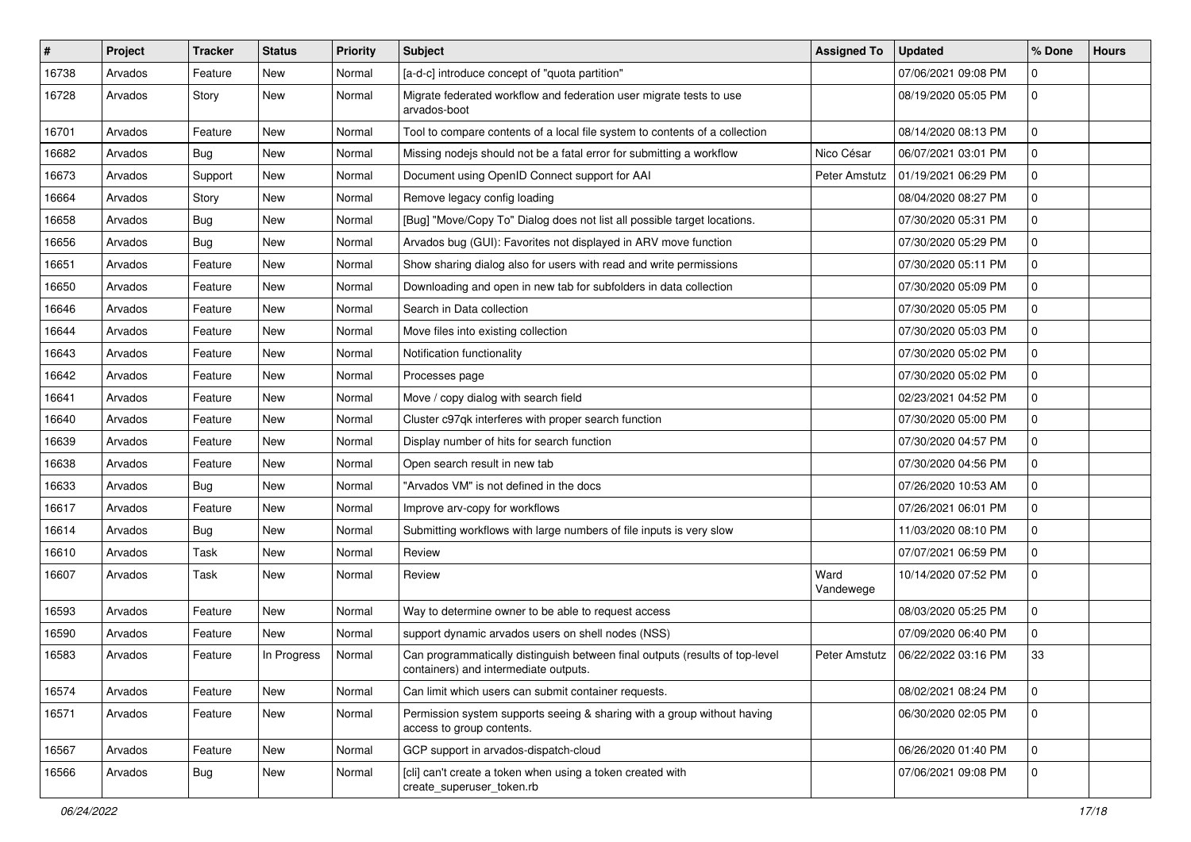| # | Project | Tracker | Status | Priority | Subject | Assigned To | Updated | % Done | Hours |
|---|---|---|---|---|---|---|---|---|---|
| 16738 | Arvados | Feature | New | Normal | [a-d-c] introduce concept of "quota partition" | | 07/06/2021 09:08 PM | 0 | |
| 16728 | Arvados | Story | New | Normal | Migrate federated workflow and federation user migrate tests to use arvados-boot | | 08/19/2020 05:05 PM | 0 | |
| 16701 | Arvados | Feature | New | Normal | Tool to compare contents of a local file system to contents of a collection | | 08/14/2020 08:13 PM | 0 | |
| 16682 | Arvados | Bug | New | Normal | Missing nodejs should not be a fatal error for submitting a workflow | Nico César | 06/07/2021 03:01 PM | 0 | |
| 16673 | Arvados | Support | New | Normal | Document using OpenID Connect support for AAI | Peter Amstutz | 01/19/2021 06:29 PM | 0 | |
| 16664 | Arvados | Story | New | Normal | Remove legacy config loading | | 08/04/2020 08:27 PM | 0 | |
| 16658 | Arvados | Bug | New | Normal | [Bug] "Move/Copy To" Dialog does not list all possible target locations. | | 07/30/2020 05:31 PM | 0 | |
| 16656 | Arvados | Bug | New | Normal | Arvados bug (GUI): Favorites not displayed in ARV move function | | 07/30/2020 05:29 PM | 0 | |
| 16651 | Arvados | Feature | New | Normal | Show sharing dialog also for users with read and write permissions | | 07/30/2020 05:11 PM | 0 | |
| 16650 | Arvados | Feature | New | Normal | Downloading and open in new tab for subfolders in data collection | | 07/30/2020 05:09 PM | 0 | |
| 16646 | Arvados | Feature | New | Normal | Search in Data collection | | 07/30/2020 05:05 PM | 0 | |
| 16644 | Arvados | Feature | New | Normal | Move files into existing collection | | 07/30/2020 05:03 PM | 0 | |
| 16643 | Arvados | Feature | New | Normal | Notification functionality | | 07/30/2020 05:02 PM | 0 | |
| 16642 | Arvados | Feature | New | Normal | Processes page | | 07/30/2020 05:02 PM | 0 | |
| 16641 | Arvados | Feature | New | Normal | Move / copy dialog with search field | | 02/23/2021 04:52 PM | 0 | |
| 16640 | Arvados | Feature | New | Normal | Cluster c97qk interferes with proper search function | | 07/30/2020 05:00 PM | 0 | |
| 16639 | Arvados | Feature | New | Normal | Display number of hits for search function | | 07/30/2020 04:57 PM | 0 | |
| 16638 | Arvados | Feature | New | Normal | Open search result in new tab | | 07/30/2020 04:56 PM | 0 | |
| 16633 | Arvados | Bug | New | Normal | "Arvados VM" is not defined in the docs | | 07/26/2020 10:53 AM | 0 | |
| 16617 | Arvados | Feature | New | Normal | Improve arv-copy for workflows | | 07/26/2021 06:01 PM | 0 | |
| 16614 | Arvados | Bug | New | Normal | Submitting workflows with large numbers of file inputs is very slow | | 11/03/2020 08:10 PM | 0 | |
| 16610 | Arvados | Task | New | Normal | Review | | 07/07/2021 06:59 PM | 0 | |
| 16607 | Arvados | Task | New | Normal | Review | Ward Vandewege | 10/14/2020 07:52 PM | 0 | |
| 16593 | Arvados | Feature | New | Normal | Way to determine owner to be able to request access | | 08/03/2020 05:25 PM | 0 | |
| 16590 | Arvados | Feature | New | Normal | support dynamic arvados users on shell nodes (NSS) | | 07/09/2020 06:40 PM | 0 | |
| 16583 | Arvados | Feature | In Progress | Normal | Can programmatically distinguish between final outputs (results of top-level containers) and intermediate outputs. | Peter Amstutz | 06/22/2022 03:16 PM | 33 | |
| 16574 | Arvados | Feature | New | Normal | Can limit which users can submit container requests. | | 08/02/2021 08:24 PM | 0 | |
| 16571 | Arvados | Feature | New | Normal | Permission system supports seeing & sharing with a group without having access to group contents. | | 06/30/2020 02:05 PM | 0 | |
| 16567 | Arvados | Feature | New | Normal | GCP support in arvados-dispatch-cloud | | 06/26/2020 01:40 PM | 0 | |
| 16566 | Arvados | Bug | New | Normal | [cli] can't create a token when using a token created with create_superuser_token.rb | | 07/06/2021 09:08 PM | 0 | |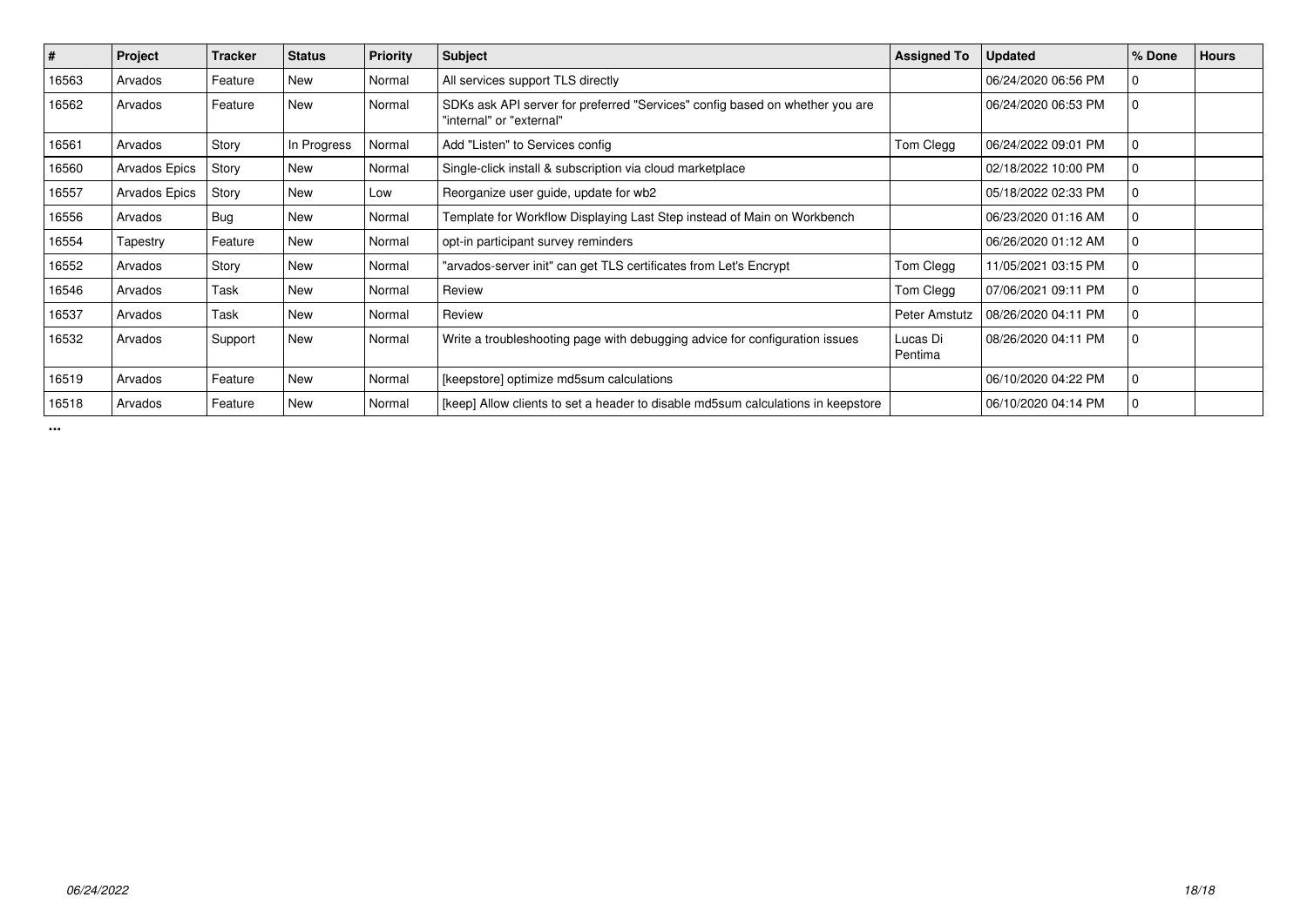| # | Project | Tracker | Status | Priority | Subject | Assigned To | Updated | % Done | Hours |
|---|---|---|---|---|---|---|---|---|---|
| 16563 | Arvados | Feature | New | Normal | All services support TLS directly | | 06/24/2020 06:56 PM | 0 | |
| 16562 | Arvados | Feature | New | Normal | SDKs ask API server for preferred "Services" config based on whether you are "internal" or "external" | | 06/24/2020 06:53 PM | 0 | |
| 16561 | Arvados | Story | In Progress | Normal | Add "Listen" to Services config | Tom Clegg | 06/24/2022 09:01 PM | 0 | |
| 16560 | Arvados Epics | Story | New | Normal | Single-click install & subscription via cloud marketplace | | 02/18/2022 10:00 PM | 0 | |
| 16557 | Arvados Epics | Story | New | Low | Reorganize user guide, update for wb2 | | 05/18/2022 02:33 PM | 0 | |
| 16556 | Arvados | Bug | New | Normal | Template for Workflow Displaying Last Step instead of Main on Workbench | | 06/23/2020 01:16 AM | 0 | |
| 16554 | Tapestry | Feature | New | Normal | opt-in participant survey reminders | | 06/26/2020 01:12 AM | 0 | |
| 16552 | Arvados | Story | New | Normal | "arvados-server init" can get TLS certificates from Let's Encrypt | Tom Clegg | 11/05/2021 03:15 PM | 0 | |
| 16546 | Arvados | Task | New | Normal | Review | Tom Clegg | 07/06/2021 09:11 PM | 0 | |
| 16537 | Arvados | Task | New | Normal | Review | Peter Amstutz | 08/26/2020 04:11 PM | 0 | |
| 16532 | Arvados | Support | New | Normal | Write a troubleshooting page with debugging advice for configuration issues | Lucas Di Pentima | 08/26/2020 04:11 PM | 0 | |
| 16519 | Arvados | Feature | New | Normal | [keepstore] optimize md5sum calculations | | 06/10/2020 04:22 PM | 0 | |
| 16518 | Arvados | Feature | New | Normal | [keep] Allow clients to set a header to disable md5sum calculations in keepstore | | 06/10/2020 04:14 PM | 0 | |

...